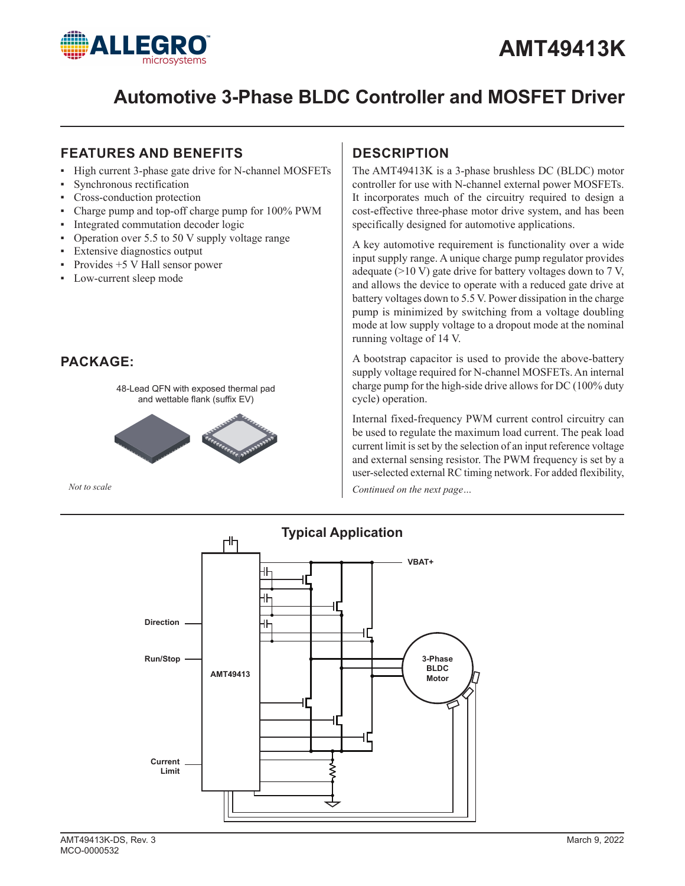# AMT49413K

## Automotive 3-Phase BLDC Controller and MOSFET Driver

### FEATURES AND BENEFITS

- High current 3-phase gate drive for N-channel MOSFETs
- Synchronous rectification
- Cross-conduction protection
- Charge pump and top-off charge pump for 100% PWM
- Integrated commutation decoder logic
- Operation over 5.5 to 50 V supply voltage range
- Extensive diagnostics output
- Provides +5 V Hall sensor power
- Low-current sleep mode

### PACKAGE:

48-Lead QFN with exposed thermal pad and wettable flank (suffix EV)

*Not to scale*

### DESCRIPTION

The AMT49413K is a 3-phase brushless DC (BLDC) motor controller for use with N-channel external power MOSFETs. It incorporates much of the circuitry required to design a cost-effective three-phase motor drive system, and has been specifically designed for automotive applications.

A key automotive requirement is functionality over a wide input supply range. A unique charge pump regulator provides adequate (>10 V) gate drive for battery voltages down to 7 V, and allows the device to operate with a reduced gate drive at battery voltages down to 5.5 V. Power dissipation in the charge pump is minimized by switching from a voltage doubling mode at low supply voltage to a dropout mode at the nominal running voltage of 14 V.

A bootstrap capacitor is used to provide the above-battery supply voltage required for N-channel MOSFETs. An internal charge pump for the high-side drive allows for DC (100% duty cycle) operation.

Internal fixed-frequency PWM current control circuitry can be used to regulate the maximum load current. The peak load current limit is set by the selection of an input reference voltage and external sensing resistor. The PWM frequency is set by a user-selected external RC timing network. For added flexibility,

*Continued on the next page…*

### Typical Application

VBAT+

Direction

Run/Stop

AMT49413

3-Phase BLDC Motor

Current Limit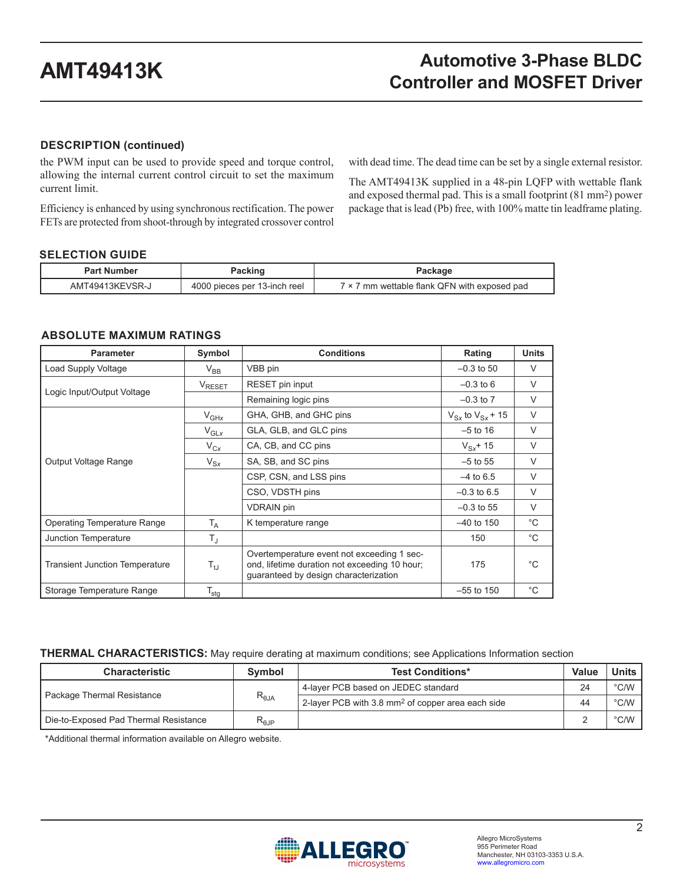## DESCRIPTION (continued)

the PWM input can be used to provide speed and torque control, allowing the internal current control circuit to set the maximum current limit.

Efficiency is enhanced by using synchronous rectification. The power FETs are protected from shoot-through by integrated crossover control with dead time. The dead time can be set by a single external resistor.

The AMT49413K supplied in a 48-pin LQFP with wettable flank and exposed thermal pad. This is a small footprint (81 mm²) power package that is lead (Pb) free, with 100% matte tin leadframe plating.

## SELECTION GUIDE

| Part Number | Packing | Package |
|---|---|---|
| AMT49413KEVSR-J | 4000 pieces per 13-inch reel | 7 × 7 mm wettable flank QFN with exposed pad |

## ABSOLUTE MAXIMUM RATINGS

| Parameter | Symbol | Conditions | Rating | Units |
|---|---|---|---|---|
| Load Supply Voltage | $V_{BB}$ | VBB pin | –0.3 to 50 | V |
| Logic Input/Output Voltage | $V_{RESET}$ | RESET pin input | –0.3 to 6 | V |
| | | Remaining logic pins | –0.3 to 7 | V |
| Output Voltage Range | $V_{GHx}$ | GHA, GHB, and GHC pins | $V_{Sx}$ to $V_{Sx}$ + 15 | V |
| | $V_{GLx}$ | GLA, GLB, and GLC pins | –5 to 16 | V |
| | $V_{Cx}$ | CA, CB, and CC pins | $V_{Sx}$+ 15 | V |
| | $V_{Sx}$ | SA, SB, and SC pins | –5 to 55 | V |
| | | CSP, CSN, and LSS pins | –4 to 6.5 | V |
| | | CSO, VDSTH pins | –0.3 to 6.5 | V |
| | | VDRAIN pin | –0.3 to 55 | V |
| Operating Temperature Range | $T_A$ | K temperature range | –40 to 150 | °C |
| Junction Temperature | $T_J$ | | 150 | °C |
| Transient Junction Temperature | $T_{tJ}$ | Overtemperature event not exceeding 1 second, lifetime duration not exceeding 10 hour; guaranteed by design characterization | 175 | °C |
| Storage Temperature Range | $T_{stg}$ | | –55 to 150 | °C |

## THERMAL CHARACTERISTICS: May require derating at maximum conditions; see Applications Information section

| Characteristic | Symbol | Test Conditions* | Value | Units |
|---|---|---|---|---|
| Package Thermal Resistance | $R_{θJA}$ | 4-layer PCB based on JEDEC standard | 24 | °C/W |
| | | 2-layer PCB with 3.8 mm² of copper area each side | 44 | °C/W |
| Die-to-Exposed Pad Thermal Resistance | $R_{θJP}$ | | 2 | °C/W |

*Additional thermal information available on Allegro website.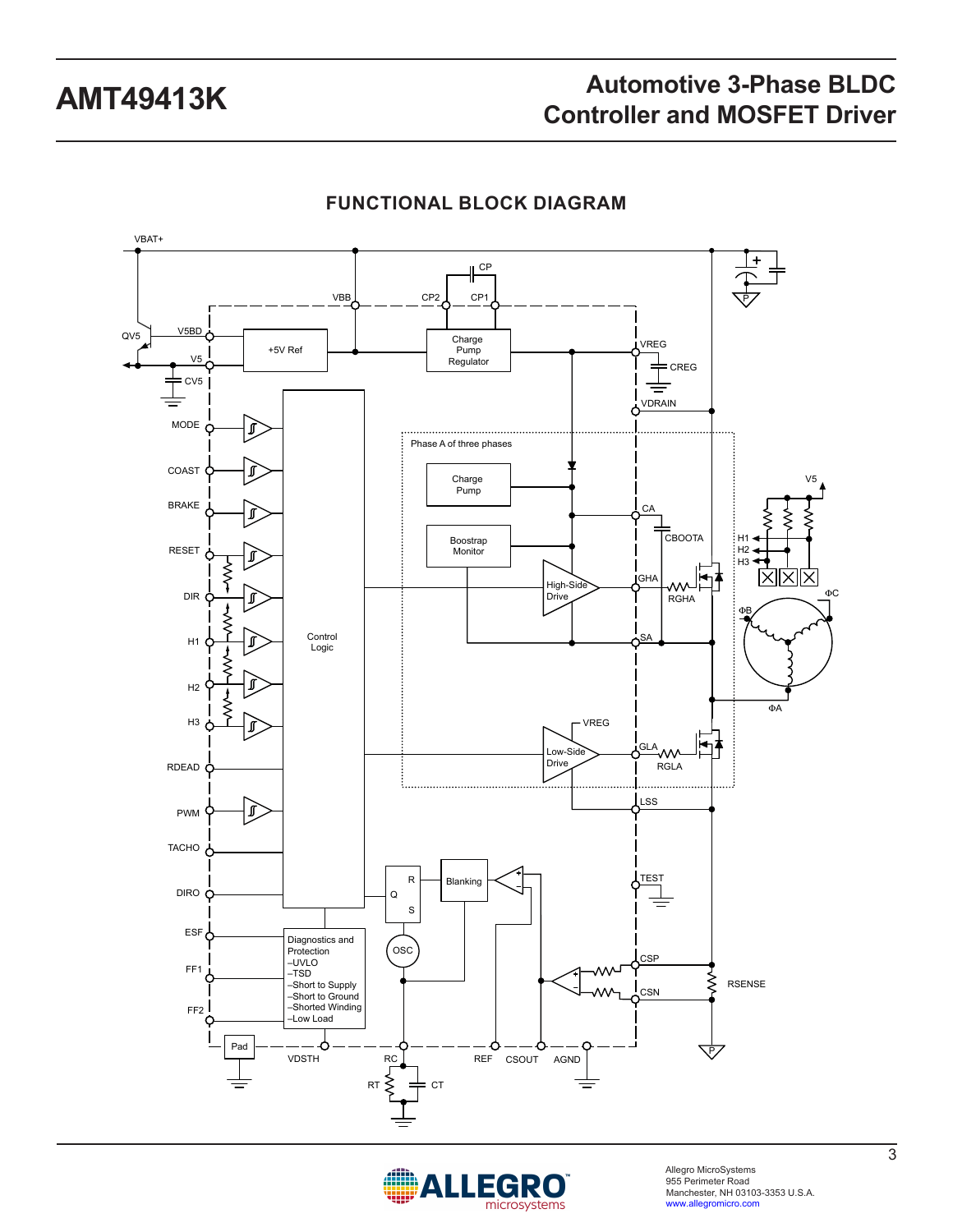## FUNCTIONAL BLOCK DIAGRAM

VBAT+

QV5

V5BD

V5

CV5

VBB

CP

CP2

CP1

+5V Ref

Charge Pump Regulator

VREG

CREG

VDRAIN

MODE

COAST

BRAKE

RESET

DIR

H1

H2

H3

RDEAD

PWM

TACHO

DIRO

ESF

FF1

FF2

Control Logic

Phase A of three phases

Charge Pump

Boostrap Monitor

High-Side Drive

Low-Side Drive

CA

CBOOTA

GHA

RGHA

SA

VREG

GLA

RGLA

LSS

TEST

CSP

CSN

RSENSE

V5

H1

H2

H3

ΦC

ΦB

ΦA

R

Q

S

Blanking

OSC

Diagnostics and Protection
–UVLO
–TSD
–Short to Supply
–Short to Ground
–Shorted Winding
–Low Load

Pad

VDSTH

RC

REF

CSOUT

AGND

RT

CT

P

P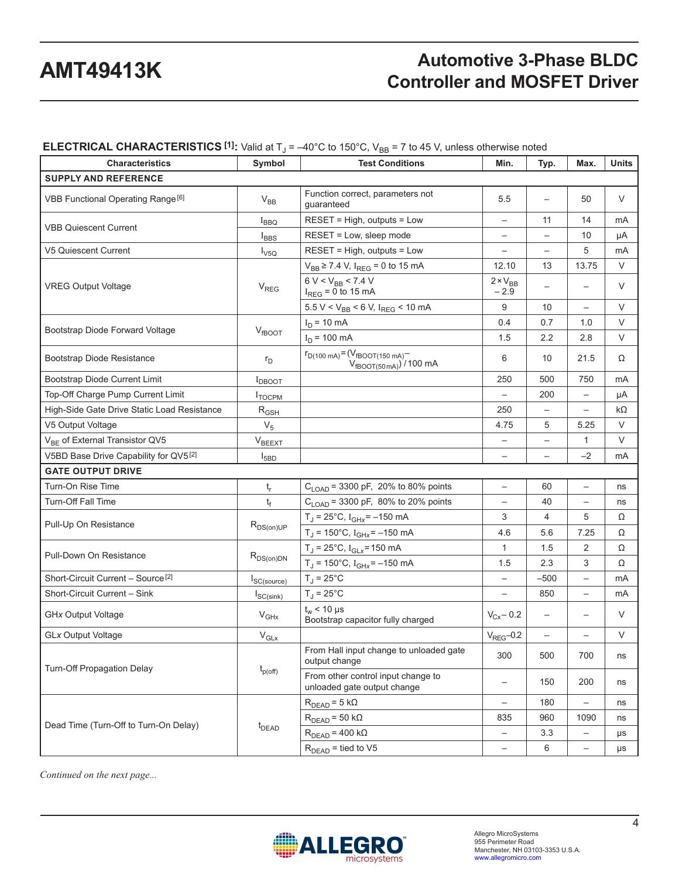**ELECTRICAL CHARACTERISTICS [1]:** Valid at $T_J$ = –40°C to 150°C, $V_{BB}$ = 7 to 45 V, unless otherwise noted

| Characteristics | Symbol | Test Conditions | Min. | Typ. | Max. | Units |
|---|---|---|---|---|---|---|
| **SUPPLY AND REFERENCE** | | | | | | |
| VBB Functional Operating Range [6] | $V_{BB}$ | Function correct, parameters not guaranteed | 5.5 | – | 50 | V |
| VBB Quiescent Current | $I_{BBQ}$ | RESET = High, outputs = Low | – | 11 | 14 | mA |
| | $I_{BBS}$ | RESET = Low, sleep mode | – | – | 10 | μA |
| V5 Quiescent Current | $I_{V5Q}$ | RESET = High, outputs = Low | – | – | 5 | mA |
| VREG Output Voltage | $V_{REG}$ | $V_{BB}$ ≥ 7.4 V, $I_{REG}$ = 0 to 15 mA | 12.10 | 13 | 13.75 | V |
| | | 6 V < $V_{BB}$ < 7.4 V, $I_{REG}$ = 0 to 15 mA | $2 \times V_{BB} - 2.9$ | – | – | V |
| | | 5.5 V < $V_{BB}$ < 6 V, $I_{REG}$ < 10 mA | 9 | 10 | – | V |
| Bootstrap Diode Forward Voltage | $V_{fBOOT}$ | $I_D$ = 10 mA | 0.4 | 0.7 | 1.0 | V |
| | | $I_D$ = 100 mA | 1.5 | 2.2 | 2.8 | V |
| Bootstrap Diode Resistance | $r_D$ | $r_{D(100\,mA)} = (V_{fBOOT(150\,mA)} - V_{fBOOT(50\,mA)}) / 100$ mA | 6 | 10 | 21.5 | Ω |
| Bootstrap Diode Current Limit | $I_{DBOOT}$ | | 250 | 500 | 750 | mA |
| Top-Off Charge Pump Current Limit | $I_{TOCPM}$ | | – | 200 | – | μA |
| High-Side Gate Drive Static Load Resistance | $R_{GSH}$ | | 250 | – | – | kΩ |
| V5 Output Voltage | $V_5$ | | 4.75 | 5 | 5.25 | V |
| $V_{BE}$ of External Transistor QV5 | $V_{BEEXT}$ | | – | – | 1 | V |
| V5BD Base Drive Capability for QV5 [2] | $I_{5BD}$ | | – | – | –2 | mA |
| **GATE OUTPUT DRIVE** | | | | | | |
| Turn-On Rise Time | $t_r$ | $C_{LOAD}$ = 3300 pF, 20% to 80% points | – | 60 | – | ns |
| Turn-Off Fall Time | $t_f$ | $C_{LOAD}$ = 3300 pF, 80% to 20% points | – | 40 | – | ns |
| Pull-Up On Resistance | $R_{DS(on)UP}$ | $T_J$ = 25°C, $I_{GHx}$ = –150 mA | 3 | 4 | 5 | Ω |
| | | $T_J$ = 150°C, $I_{GHx}$ = –150 mA | 4.6 | 5.6 | 7.25 | Ω |
| Pull-Down On Resistance | $R_{DS(on)DN}$ | $T_J$ = 25°C, $I_{GLx}$ = 150 mA | 1 | 1.5 | 2 | Ω |
| | | $T_J$ = 150°C, $I_{GHx}$ = –150 mA | 1.5 | 2.3 | 3 | Ω |
| Short-Circuit Current – Source [2] | $I_{SC(source)}$ | $T_J$ = 25°C | – | –500 | – | mA |
| Short-Circuit Current – Sink | $I_{SC(sink)}$ | $T_J$ = 25°C | – | 850 | – | mA |
| GH*x* Output Voltage | $V_{GHx}$ | $t_w$ < 10 μs, Bootstrap capacitor fully charged | $V_{Cx} - 0.2$ | – | – | V |
| GL*x* Output Voltage | $V_{GLx}$ | | $V_{REG} - 0.2$ | – | – | V |
| Turn-Off Propagation Delay | $t_{p(off)}$ | From Hall input change to unloaded gate output change | 300 | 500 | 700 | ns |
| | | From other control input change to unloaded gate output change | – | 150 | 200 | ns |
| Dead Time (Turn-Off to Turn-On Delay) | $t_{DEAD}$ | $R_{DEAD}$ = 5 kΩ | – | 180 | – | ns |
| | | $R_{DEAD}$ = 50 kΩ | 835 | 960 | 1090 | ns |
| | | $R_{DEAD}$ = 400 kΩ | – | 3.3 | – | μs |
| | | $R_{DEAD}$ = tied to V5 | – | 6 | – | μs |

*Continued on the next page...*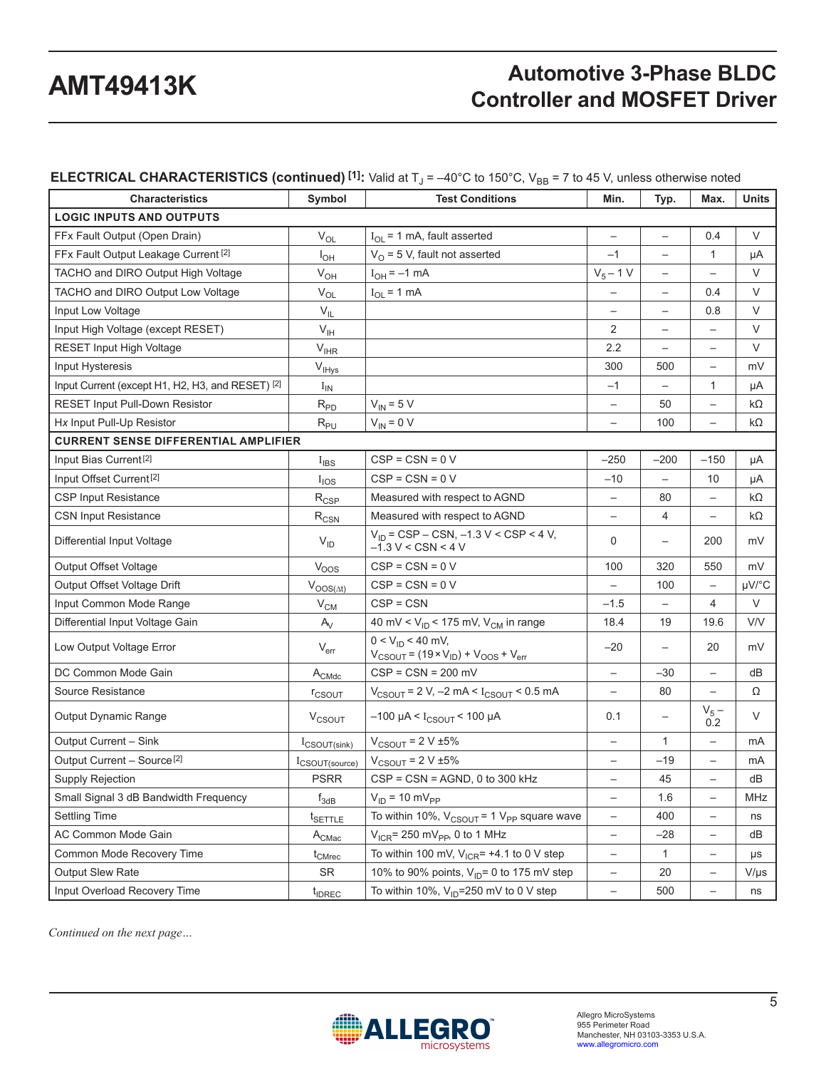**ELECTRICAL CHARACTERISTICS (continued) [1]:** Valid at $T_J$ = –40°C to 150°C, $V_{BB}$ = 7 to 45 V, unless otherwise noted

| Characteristics | Symbol | Test Conditions | Min. | Typ. | Max. | Units |
|---|---|---|---|---|---|---|
| **LOGIC INPUTS AND OUTPUTS** | | | | | | |
| FFx Fault Output (Open Drain) | $V_{OL}$ | $I_{OL}$ = 1 mA, fault asserted | – | – | 0.4 | V |
| FFx Fault Output Leakage Current [2] | $I_{OH}$ | $V_O$ = 5 V, fault not asserted | –1 | – | 1 | μA |
| TACHO and DIRO Output High Voltage | $V_{OH}$ | $I_{OH}$ = –1 mA | $V_5$ – 1 V | – | – | V |
| TACHO and DIRO Output Low Voltage | $V_{OL}$ | $I_{OL}$ = 1 mA | – | – | 0.4 | V |
| Input Low Voltage | $V_{IL}$ | | – | – | 0.8 | V |
| Input High Voltage (except RESET) | $V_{IH}$ | | 2 | – | – | V |
| RESET Input High Voltage | $V_{IHR}$ | | 2.2 | – | – | V |
| Input Hysteresis | $V_{IHys}$ | | 300 | 500 | – | mV |
| Input Current (except H1, H2, H3, and RESET) [2] | $I_{IN}$ | | –1 | – | 1 | μA |
| RESET Input Pull-Down Resistor | $R_{PD}$ | $V_{IN}$ = 5 V | – | 50 | – | kΩ |
| Hx Input Pull-Up Resistor | $R_{PU}$ | $V_{IN}$ = 0 V | – | 100 | – | kΩ |
| **CURRENT SENSE DIFFERENTIAL AMPLIFIER** | | | | | | |
| Input Bias Current [2] | $I_{IBS}$ | CSP = CSN = 0 V | –250 | –200 | –150 | μA |
| Input Offset Current [2] | $I_{IOS}$ | CSP = CSN = 0 V | –10 | – | 10 | μA |
| CSP Input Resistance | $R_{CSP}$ | Measured with respect to AGND | – | 80 | – | kΩ |
| CSN Input Resistance | $R_{CSN}$ | Measured with respect to AGND | – | 4 | – | kΩ |
| Differential Input Voltage | $V_{ID}$ | $V_{ID}$ = CSP – CSN, –1.3 V < CSP < 4 V, –1.3 V < CSN < 4 V | 0 | – | 200 | mV |
| Output Offset Voltage | $V_{OOS}$ | CSP = CSN = 0 V | 100 | 320 | 550 | mV |
| Output Offset Voltage Drift | $V_{OOS(\Delta t)}$ | CSP = CSN = 0 V | – | 100 | – | μV/°C |
| Input Common Mode Range | $V_{CM}$ | CSP = CSN | –1.5 | – | 4 | V |
| Differential Input Voltage Gain | $A_V$ | 40 mV < $V_{ID}$ < 175 mV, $V_{CM}$ in range | 18.4 | 19 | 19.6 | V/V |
| Low Output Voltage Error | $V_{err}$ | 0 < $V_{ID}$ < 40 mV, $V_{CSOUT} = (19 \times V_{ID}) + V_{OOS} + V_{err}$ | –20 | – | 20 | mV |
| DC Common Mode Gain | $A_{CMdc}$ | CSP = CSN = 200 mV | – | –30 | – | dB |
| Source Resistance | $r_{CSOUT}$ | $V_{CSOUT}$ = 2 V, –2 mA < $I_{CSOUT}$ < 0.5 mA | – | 80 | – | Ω |
| Output Dynamic Range | $V_{CSOUT}$ | –100 μA < $I_{CSOUT}$ < 100 μA | 0.1 | – | $V_5$ – 0.2 | V |
| Output Current – Sink | $I_{CSOUT(sink)}$ | $V_{CSOUT}$ = 2 V ±5% | – | 1 | – | mA |
| Output Current – Source [2] | $I_{CSOUT(source)}$ | $V_{CSOUT}$ = 2 V ±5% | – | –19 | – | mA |
| Supply Rejection | PSRR | CSP = CSN = AGND, 0 to 300 kHz | – | 45 | – | dB |
| Small Signal 3 dB Bandwidth Frequency | $f_{3dB}$ | $V_{ID}$ = 10 $mV_{PP}$ | – | 1.6 | – | MHz |
| Settling Time | $t_{SETTLE}$ | To within 10%, $V_{CSOUT}$ = 1 $V_{PP}$ square wave | – | 400 | – | ns |
| AC Common Mode Gain | $A_{CMac}$ | $V_{ICR}$= 250 $mV_{PP}$, 0 to 1 MHz | – | –28 | – | dB |
| Common Mode Recovery Time | $t_{CMrec}$ | To within 100 mV, $V_{ICR}$= +4.1 to 0 V step | – | 1 | – | μs |
| Output Slew Rate | SR | 10% to 90% points, $V_{ID}$= 0 to 175 mV step | – | 20 | – | V/μs |
| Input Overload Recovery Time | $t_{IDREC}$ | To within 10%, $V_{ID}$=250 mV to 0 V step | – | 500 | – | ns |

*Continued on the next page…*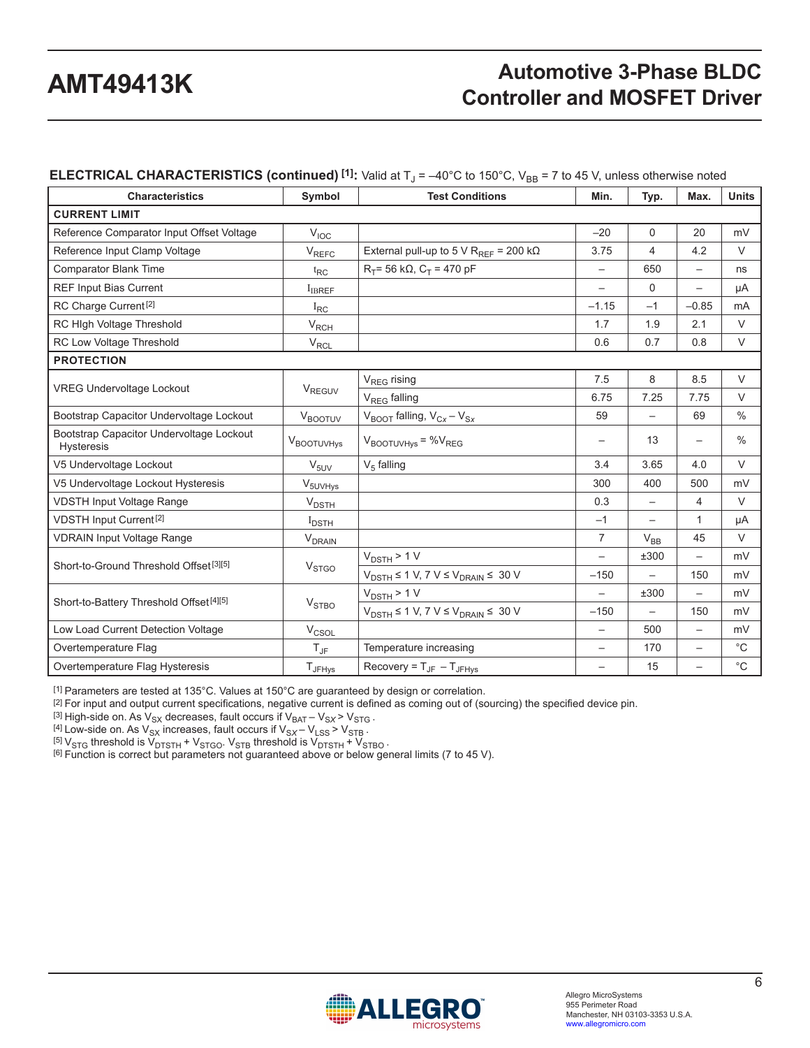**ELECTRICAL CHARACTERISTICS (continued) [1]:** Valid at $T_J$ = –40°C to 150°C, $V_{BB}$ = 7 to 45 V, unless otherwise noted

| Characteristics | Symbol | Test Conditions | Min. | Typ. | Max. | Units |
|---|---|---|---|---|---|---|
| **CURRENT LIMIT** | | | | | | |
| Reference Comparator Input Offset Voltage | $V_{IOC}$ | | –20 | 0 | 20 | mV |
| Reference Input Clamp Voltage | $V_{REFC}$ | External pull-up to 5 V $R_{REF}$ = 200 kΩ | 3.75 | 4 | 4.2 | V |
| Comparator Blank Time | $t_{RC}$ | $R_T$= 56 kΩ, $C_T$ = 470 pF | – | 650 | – | ns |
| REF Input Bias Current | $I_{IBREF}$ | | – | 0 | – | μA |
| RC Charge Current [2] | $I_{RC}$ | | –1.15 | –1 | –0.85 | mA |
| RC HIgh Voltage Threshold | $V_{RCH}$ | | 1.7 | 1.9 | 2.1 | V |
| RC Low Voltage Threshold | $V_{RCL}$ | | 0.6 | 0.7 | 0.8 | V |
| **PROTECTION** | | | | | | |
| VREG Undervoltage Lockout | $V_{REGUV}$ | $V_{REG}$ rising | 7.5 | 8 | 8.5 | V |
| | | $V_{REG}$ falling | 6.75 | 7.25 | 7.75 | V |
| Bootstrap Capacitor Undervoltage Lockout | $V_{BOOTUV}$ | $V_{BOOT}$ falling, $V_{Cx} – V_{Sx}$ | 59 | – | 69 | % |
| Bootstrap Capacitor Undervoltage Lockout Hysteresis | $V_{BOOTUVHys}$ | $V_{BOOTUVHys}$ = %$V_{REG}$ | – | 13 | – | % |
| V5 Undervoltage Lockout | $V_{5UV}$ | $V_5$ falling | 3.4 | 3.65 | 4.0 | V |
| V5 Undervoltage Lockout Hysteresis | $V_{5UVHys}$ | | 300 | 400 | 500 | mV |
| VDSTH Input Voltage Range | $V_{DSTH}$ | | 0.3 | – | 4 | V |
| VDSTH Input Current [2] | $I_{DSTH}$ | | –1 | – | 1 | μA |
| VDRAIN Input Voltage Range | $V_{DRAIN}$ | | 7 | $V_{BB}$ | 45 | V |
| Short-to-Ground Threshold Offset [3][5] | $V_{STGO}$ | $V_{DSTH}$ > 1 V | – | ±300 | – | mV |
| | | $V_{DSTH}$ ≤ 1 V, 7 V ≤ $V_{DRAIN}$ ≤ 30 V | –150 | – | 150 | mV |
| Short-to-Battery Threshold Offset [4][5] | $V_{STBO}$ | $V_{DSTH}$ > 1 V | – | ±300 | – | mV |
| | | $V_{DSTH}$ ≤ 1 V, 7 V ≤ $V_{DRAIN}$ ≤ 30 V | –150 | – | 150 | mV |
| Low Load Current Detection Voltage | $V_{CSOL}$ | | – | 500 | – | mV |
| Overtemperature Flag | $T_{JF}$ | Temperature increasing | – | 170 | – | °C |
| Overtemperature Flag Hysteresis | $T_{JFHys}$ | Recovery = $T_{JF}$ – $T_{JFHys}$ | – | 15 | – | °C |

[1] Parameters are tested at 135°C. Values at 150°C are guaranteed by design or correlation.
[2] For input and output current specifications, negative current is defined as coming out of (sourcing) the specified device pin.
[3] High-side on. As $V_{SX}$ decreases, fault occurs if $V_{BAT} – V_{SX} > V_{STG}$ .
[4] Low-side on. As $V_{SX}$ increases, fault occurs if $V_{SX} – V_{LSS} > V_{STB}$ .
[5] $V_{STG}$ threshold is $V_{DTSTH} + V_{STGO}$. $V_{STB}$ threshold is $V_{DTSTH} + V_{STBO}$ .
[6] Function is correct but parameters not guaranteed above or below general limits (7 to 45 V).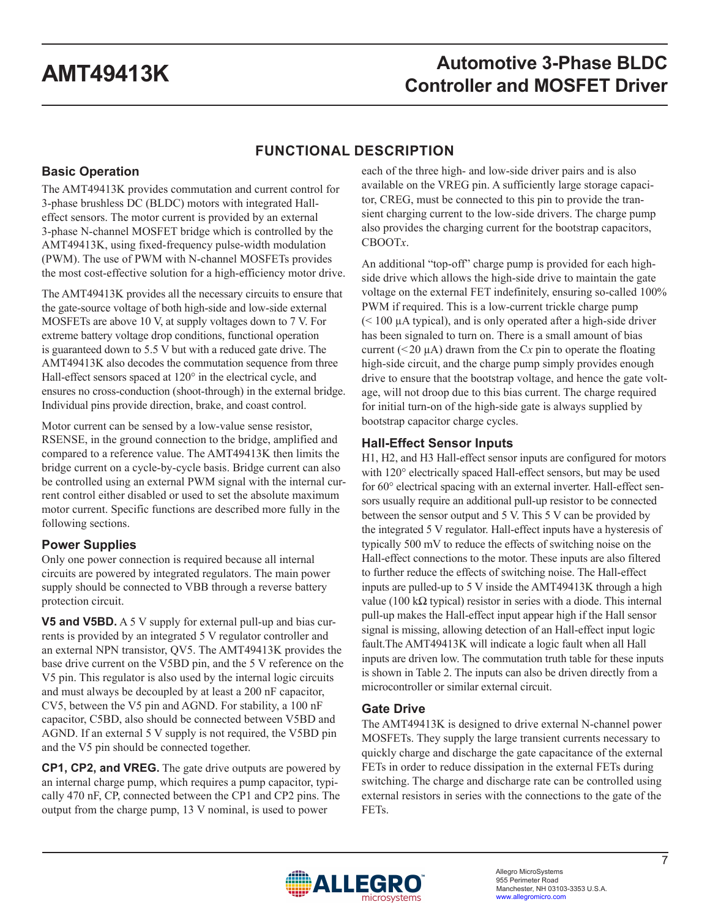## FUNCTIONAL DESCRIPTION

### Basic Operation

The AMT49413K provides commutation and current control for 3-phase brushless DC (BLDC) motors with integrated Hall-effect sensors. The motor current is provided by an external 3-phase N-channel MOSFET bridge which is controlled by the AMT49413K, using fixed-frequency pulse-width modulation (PWM). The use of PWM with N-channel MOSFETs provides the most cost-effective solution for a high-efficiency motor drive.

The AMT49413K provides all the necessary circuits to ensure that the gate-source voltage of both high-side and low-side external MOSFETs are above 10 V, at supply voltages down to 7 V. For extreme battery voltage drop conditions, functional operation is guaranteed down to 5.5 V but with a reduced gate drive. The AMT49413K also decodes the commutation sequence from three Hall-effect sensors spaced at 120° in the electrical cycle, and ensures no cross-conduction (shoot-through) in the external bridge. Individual pins provide direction, brake, and coast control.

Motor current can be sensed by a low-value sense resistor, RSENSE, in the ground connection to the bridge, amplified and compared to a reference value. The AMT49413K then limits the bridge current on a cycle-by-cycle basis. Bridge current can also be controlled using an external PWM signal with the internal current control either disabled or used to set the absolute maximum motor current. Specific functions are described more fully in the following sections.

### Power Supplies

Only one power connection is required because all internal circuits are powered by integrated regulators. The main power supply should be connected to VBB through a reverse battery protection circuit.

**V5 and V5BD.** A 5 V supply for external pull-up and bias currents is provided by an integrated 5 V regulator controller and an external NPN transistor, QV5. The AMT49413K provides the base drive current on the V5BD pin, and the 5 V reference on the V5 pin. This regulator is also used by the internal logic circuits and must always be decoupled by at least a 200 nF capacitor, CV5, between the V5 pin and AGND. For stability, a 100 nF capacitor, C5BD, also should be connected between V5BD and AGND. If an external 5 V supply is not required, the V5BD pin and the V5 pin should be connected together.

**CP1, CP2, and VREG.** The gate drive outputs are powered by an internal charge pump, which requires a pump capacitor, typically 470 nF, CP, connected between the CP1 and CP2 pins. The output from the charge pump, 13 V nominal, is used to power each of the three high- and low-side driver pairs and is also available on the VREG pin. A sufficiently large storage capacitor, CREG, must be connected to this pin to provide the transient charging current to the low-side drivers. The charge pump also provides the charging current for the bootstrap capacitors, CBOOT*x*.

An additional "top-off" charge pump is provided for each high-side drive which allows the high-side drive to maintain the gate voltage on the external FET indefinitely, ensuring so-called 100% PWM if required. This is a low-current trickle charge pump (< 100 µA typical), and is only operated after a high-side driver has been signaled to turn on. There is a small amount of bias current (<20 µA) drawn from the C*x* pin to operate the floating high-side circuit, and the charge pump simply provides enough drive to ensure that the bootstrap voltage, and hence the gate voltage, will not droop due to this bias current. The charge required for initial turn-on of the high-side gate is always supplied by bootstrap capacitor charge cycles.

### Hall-Effect Sensor Inputs

H1, H2, and H3 Hall-effect sensor inputs are configured for motors with 120° electrically spaced Hall-effect sensors, but may be used for 60° electrical spacing with an external inverter. Hall-effect sensors usually require an additional pull-up resistor to be connected between the sensor output and 5 V. This 5 V can be provided by the integrated 5 V regulator. Hall-effect inputs have a hysteresis of typically 500 mV to reduce the effects of switching noise on the Hall-effect connections to the motor. These inputs are also filtered to further reduce the effects of switching noise. The Hall-effect inputs are pulled-up to 5 V inside the AMT49413K through a high value (100 kΩ typical) resistor in series with a diode. This internal pull-up makes the Hall-effect input appear high if the Hall sensor signal is missing, allowing detection of an Hall-effect input logic fault.The AMT49413K will indicate a logic fault when all Hall inputs are driven low. The commutation truth table for these inputs is shown in Table 2. The inputs can also be driven directly from a microcontroller or similar external circuit.

### Gate Drive

The AMT49413K is designed to drive external N-channel power MOSFETs. They supply the large transient currents necessary to quickly charge and discharge the gate capacitance of the external FETs in order to reduce dissipation in the external FETs during switching. The charge and discharge rate can be controlled using external resistors in series with the connections to the gate of the FETs.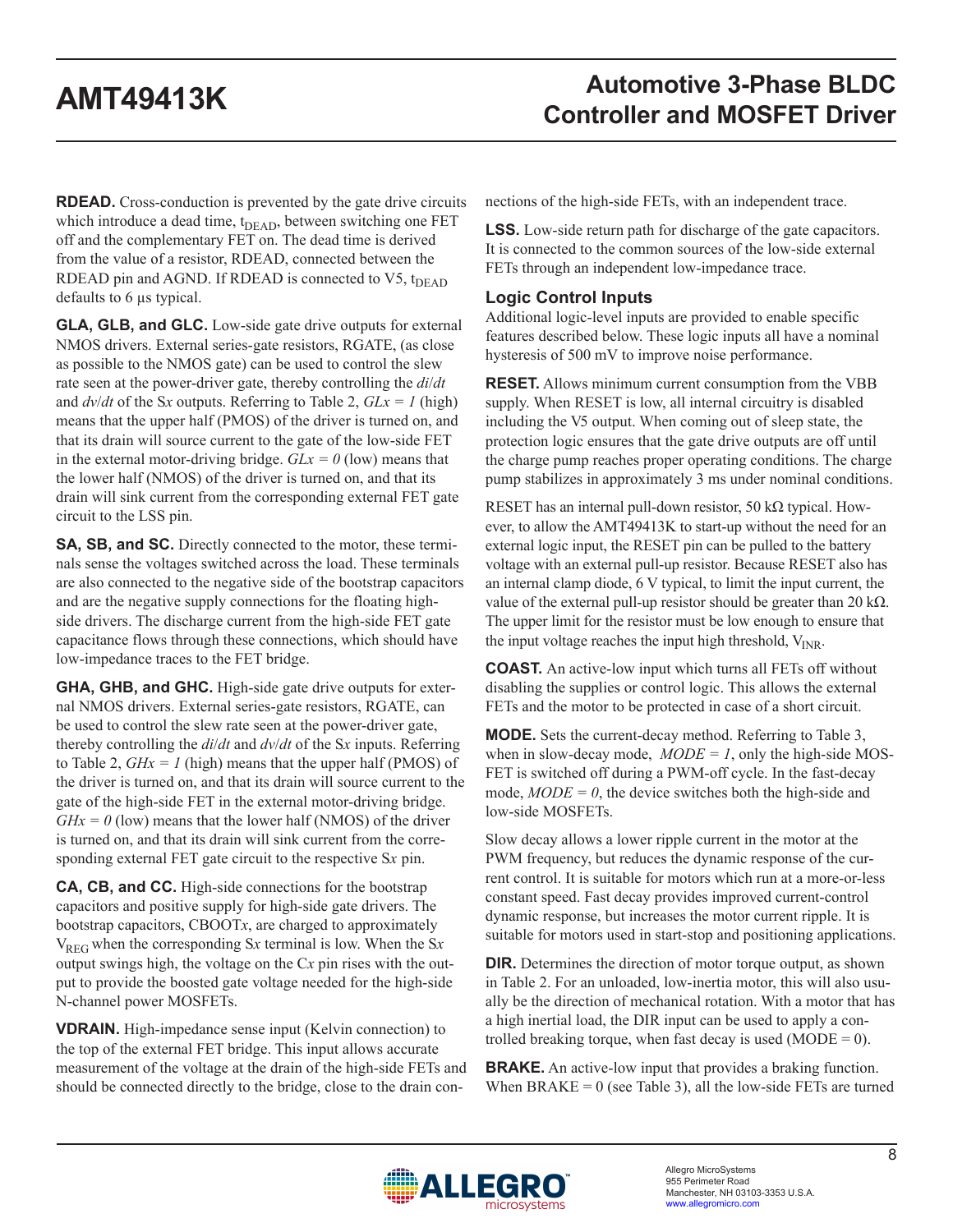**RDEAD.** Cross-conduction is prevented by the gate drive circuits which introduce a dead time, $t_{DEAD}$, between switching one FET off and the complementary FET on. The dead time is derived from the value of a resistor, RDEAD, connected between the RDEAD pin and AGND. If RDEAD is connected to V5, $t_{DEAD}$ defaults to 6 µs typical.

**GLA, GLB, and GLC.** Low-side gate drive outputs for external NMOS drivers. External series-gate resistors, RGATE, (as close as possible to the NMOS gate) can be used to control the slew rate seen at the power-driver gate, thereby controlling the *di*/*dt* and *dv*/*dt* of the S*x* outputs. Referring to Table 2, *GLx = 1* (high) means that the upper half (PMOS) of the driver is turned on, and that its drain will source current to the gate of the low-side FET in the external motor-driving bridge. *GLx = 0* (low) means that the lower half (NMOS) of the driver is turned on, and that its drain will sink current from the corresponding external FET gate circuit to the LSS pin.

**SA, SB, and SC.** Directly connected to the motor, these terminals sense the voltages switched across the load. These terminals are also connected to the negative side of the bootstrap capacitors and are the negative supply connections for the floating high-side drivers. The discharge current from the high-side FET gate capacitance flows through these connections, which should have low-impedance traces to the FET bridge.

**GHA, GHB, and GHC.** High-side gate drive outputs for external NMOS drivers. External series-gate resistors, RGATE, can be used to control the slew rate seen at the power-driver gate, thereby controlling the *di*/*dt* and *dv*/*dt* of the S*x* inputs. Referring to Table 2, *GHx = 1* (high) means that the upper half (PMOS) of the driver is turned on, and that its drain will source current to the gate of the high-side FET in the external motor-driving bridge. *GHx = 0* (low) means that the lower half (NMOS) of the driver is turned on, and that its drain will sink current from the corresponding external FET gate circuit to the respective S*x* pin.

**CA, CB, and CC.** High-side connections for the bootstrap capacitors and positive supply for high-side gate drivers. The bootstrap capacitors, CBOOT*x*, are charged to approximately $V_{REG}$ when the corresponding S*x* terminal is low. When the S*x* output swings high, the voltage on the C*x* pin rises with the output to provide the boosted gate voltage needed for the high-side N-channel power MOSFETs.

**VDRAIN.** High-impedance sense input (Kelvin connection) to the top of the external FET bridge. This input allows accurate measurement of the voltage at the drain of the high-side FETs and should be connected directly to the bridge, close to the drain connections of the high-side FETs, with an independent trace.

**LSS.** Low-side return path for discharge of the gate capacitors. It is connected to the common sources of the low-side external FETs through an independent low-impedance trace.

### Logic Control Inputs

Additional logic-level inputs are provided to enable specific features described below. These logic inputs all have a nominal hysteresis of 500 mV to improve noise performance.

**RESET.** Allows minimum current consumption from the VBB supply. When RESET is low, all internal circuitry is disabled including the V5 output. When coming out of sleep state, the protection logic ensures that the gate drive outputs are off until the charge pump reaches proper operating conditions. The charge pump stabilizes in approximately 3 ms under nominal conditions.

RESET has an internal pull-down resistor, 50 kΩ typical. However, to allow the AMT49413K to start-up without the need for an external logic input, the RESET pin can be pulled to the battery voltage with an external pull-up resistor. Because RESET also has an internal clamp diode, 6 V typical, to limit the input current, the value of the external pull-up resistor should be greater than 20 kΩ. The upper limit for the resistor must be low enough to ensure that the input voltage reaches the input high threshold, $V_{INR}$.

**COAST.** An active-low input which turns all FETs off without disabling the supplies or control logic. This allows the external FETs and the motor to be protected in case of a short circuit.

**MODE.** Sets the current-decay method. Referring to Table 3, when in slow-decay mode, *MODE = 1*, only the high-side MOSFET is switched off during a PWM-off cycle. In the fast-decay mode, *MODE = 0*, the device switches both the high-side and low-side MOSFETs.

Slow decay allows a lower ripple current in the motor at the PWM frequency, but reduces the dynamic response of the current control. It is suitable for motors which run at a more-or-less constant speed. Fast decay provides improved current-control dynamic response, but increases the motor current ripple. It is suitable for motors used in start-stop and positioning applications.

**DIR.** Determines the direction of motor torque output, as shown in Table 2. For an unloaded, low-inertia motor, this will also usually be the direction of mechanical rotation. With a motor that has a high inertial load, the DIR input can be used to apply a controlled breaking torque, when fast decay is used (MODE = 0).

**BRAKE.** An active-low input that provides a braking function. When BRAKE = 0 (see Table 3), all the low-side FETs are turned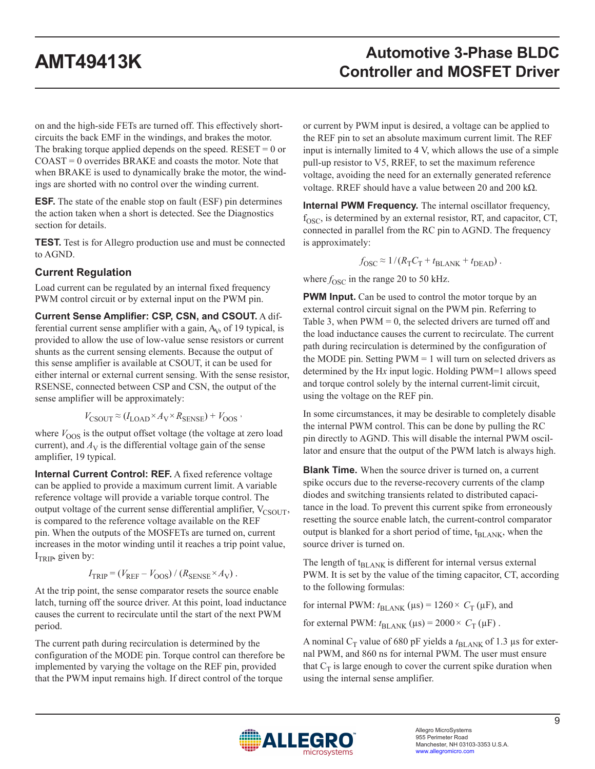on and the high-side FETs are turned off. This effectively short-circuits the back EMF in the windings, and brakes the motor. The braking torque applied depends on the speed. RESET = 0 or COAST = 0 overrides BRAKE and coasts the motor. Note that when BRAKE is used to dynamically brake the motor, the windings are shorted with no control over the winding current.

**ESF.** The state of the enable stop on fault (ESF) pin determines the action taken when a short is detected. See the Diagnostics section for details.

**TEST.** Test is for Allegro production use and must be connected to AGND.

### Current Regulation

Load current can be regulated by an internal fixed frequency PWM control circuit or by external input on the PWM pin.

**Current Sense Amplifier: CSP, CSN, and CSOUT.** A differential current sense amplifier with a gain, $A_V$, of 19 typical, is provided to allow the use of low-value sense resistors or current shunts as the current sensing elements. Because the output of this sense amplifier is available at CSOUT, it can be used for either internal or external current sensing. With the sense resistor, RSENSE, connected between CSP and CSN, the output of the sense amplifier will be approximately:

$$V_{CSOUT} \approx (I_{LOAD} \times A_V \times R_{SENSE}) + V_{OOS} ,$$

where $V_{OOS}$ is the output offset voltage (the voltage at zero load current), and $A_V$ is the differential voltage gain of the sense amplifier, 19 typical.

**Internal Current Control: REF.** A fixed reference voltage can be applied to provide a maximum current limit. A variable reference voltage will provide a variable torque control. The output voltage of the current sense differential amplifier, $V_{CSOUT}$, is compared to the reference voltage available on the REF pin. When the outputs of the MOSFETs are turned on, current increases in the motor winding until it reaches a trip point value, $I_{TRIP}$, given by:

$$I_{TRIP} = (V_{REF} - V_{OOS}) \,/\, (R_{SENSE} \times A_V) .$$

At the trip point, the sense comparator resets the source enable latch, turning off the source driver. At this point, load inductance causes the current to recirculate until the start of the next PWM period.

The current path during recirculation is determined by the configuration of the MODE pin. Torque control can therefore be implemented by varying the voltage on the REF pin, provided that the PWM input remains high. If direct control of the torque or current by PWM input is desired, a voltage can be applied to the REF pin to set an absolute maximum current limit. The REF input is internally limited to 4 V, which allows the use of a simple pull-up resistor to V5, RREF, to set the maximum reference voltage, avoiding the need for an externally generated reference voltage. RREF should have a value between 20 and 200 kΩ.

**Internal PWM Frequency.** The internal oscillator frequency, $f_{OSC}$, is determined by an external resistor, RT, and capacitor, CT, connected in parallel from the RC pin to AGND. The frequency is approximately:

$$f_{OSC} \approx 1 \,/\, (R_T C_T + t_{BLANK} + t_{DEAD}) .$$

where $f_{OSC}$ in the range 20 to 50 kHz.

**PWM Input.** Can be used to control the motor torque by an external control circuit signal on the PWM pin. Referring to Table 3, when PWM = 0, the selected drivers are turned off and the load inductance causes the current to recirculate. The current path during recirculation is determined by the configuration of the MODE pin. Setting PWM = 1 will turn on selected drivers as determined by the H*x* input logic. Holding PWM=1 allows speed and torque control solely by the internal current-limit circuit, using the voltage on the REF pin.

In some circumstances, it may be desirable to completely disable the internal PWM control. This can be done by pulling the RC pin directly to AGND. This will disable the internal PWM oscillator and ensure that the output of the PWM latch is always high.

**Blank Time.** When the source driver is turned on, a current spike occurs due to the reverse-recovery currents of the clamp diodes and switching transients related to distributed capacitance in the load. To prevent this current spike from erroneously resetting the source enable latch, the current-control comparator output is blanked for a short period of time, $t_{BLANK}$, when the source driver is turned on.

The length of $t_{BLANK}$ is different for internal versus external PWM. It is set by the value of the timing capacitor, CT, according to the following formulas:

for internal PWM: $t_{BLANK}$ (µs) = 1260 × $C_T$ (µF), and

for external PWM: $t_{BLANK}$ (µs) = 2000 × $C_T$ (µF) .

A nominal $C_T$ value of 680 pF yields a $t_{BLANK}$ of 1.3 µs for external PWM, and 860 ns for internal PWM. The user must ensure that $C_T$ is large enough to cover the current spike duration when using the internal sense amplifier.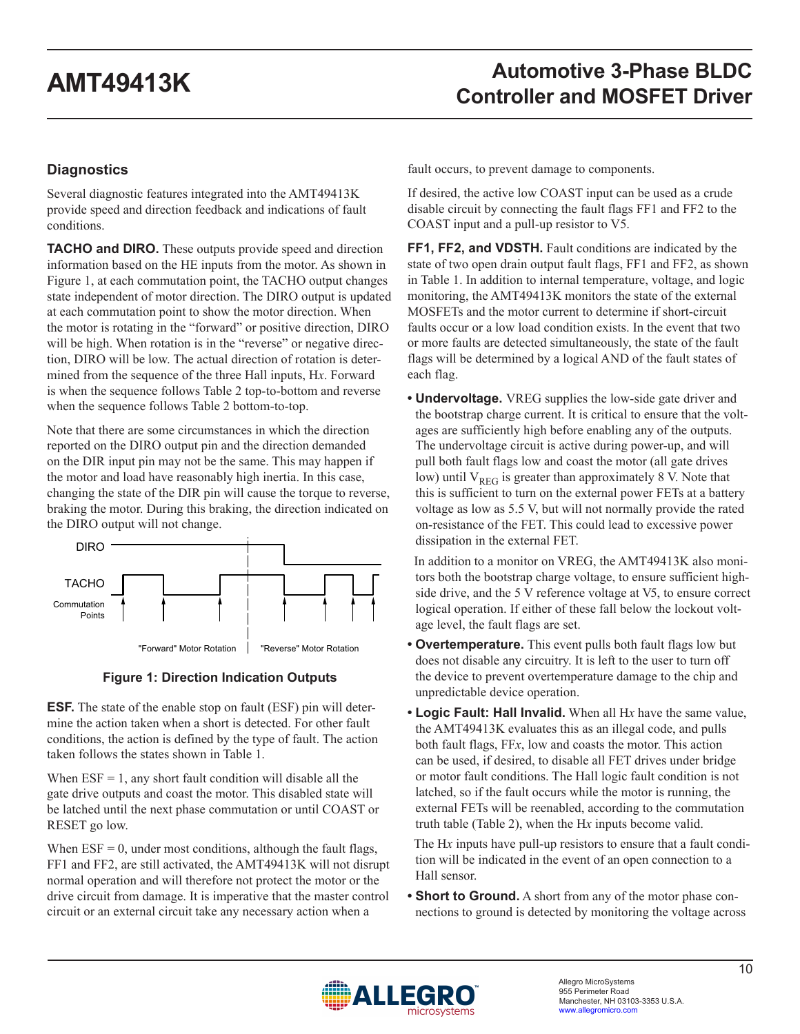## Diagnostics

Several diagnostic features integrated into the AMT49413K provide speed and direction feedback and indications of fault conditions.

**TACHO and DIRO.** These outputs provide speed and direction information based on the HE inputs from the motor. As shown in Figure 1, at each commutation point, the TACHO output changes state independent of motor direction. The DIRO output is updated at each commutation point to show the motor direction. When the motor is rotating in the "forward" or positive direction, DIRO will be high. When rotation is in the "reverse" or negative direction, DIRO will be low. The actual direction of rotation is determined from the sequence of the three Hall inputs, H*x*. Forward is when the sequence follows Table 2 top-to-bottom and reverse when the sequence follows Table 2 bottom-to-top.

Note that there are some circumstances in which the direction reported on the DIRO output pin and the direction demanded on the DIR input pin may not be the same. This may happen if the motor and load have reasonably high inertia. In this case, changing the state of the DIR pin will cause the torque to reverse, braking the motor. During this braking, the direction indicated on the DIRO output will not change.

DIRO

TACHO

Commutation Points

"Forward" Motor Rotation

"Reverse" Motor Rotation

**Figure 1: Direction Indication Outputs**

**ESF.** The state of the enable stop on fault (ESF) pin will determine the action taken when a short is detected. For other fault conditions, the action is defined by the type of fault. The action taken follows the states shown in Table 1.

When ESF = 1, any short fault condition will disable all the gate drive outputs and coast the motor. This disabled state will be latched until the next phase commutation or until COAST or RESET go low.

When ESF = 0, under most conditions, although the fault flags, FF1 and FF2, are still activated, the AMT49413K will not disrupt normal operation and will therefore not protect the motor or the drive circuit from damage. It is imperative that the master control circuit or an external circuit take any necessary action when a fault occurs, to prevent damage to components.

If desired, the active low COAST input can be used as a crude disable circuit by connecting the fault flags FF1 and FF2 to the COAST input and a pull-up resistor to V5.

**FF1, FF2, and VDSTH.** Fault conditions are indicated by the state of two open drain output fault flags, FF1 and FF2, as shown in Table 1. In addition to internal temperature, voltage, and logic monitoring, the AMT49413K monitors the state of the external MOSFETs and the motor current to determine if short-circuit faults occur or a low load condition exists. In the event that two or more faults are detected simultaneously, the state of the fault flags will be determined by a logical AND of the fault states of each flag.

- **Undervoltage.** VREG supplies the low-side gate driver and the bootstrap charge current. It is critical to ensure that the voltages are sufficiently high before enabling any of the outputs. The undervoltage circuit is active during power-up, and will pull both fault flags low and coast the motor (all gate drives low) until $V_{REG}$ is greater than approximately 8 V. Note that this is sufficient to turn on the external power FETs at a battery voltage as low as 5.5 V, but will not normally provide the rated on-resistance of the FET. This could lead to excessive power dissipation in the external FET.

  In addition to a monitor on VREG, the AMT49413K also monitors both the bootstrap charge voltage, to ensure sufficient high-side drive, and the 5 V reference voltage at V5, to ensure correct logical operation. If either of these fall below the lockout voltage level, the fault flags are set.

- **Overtemperature.** This event pulls both fault flags low but does not disable any circuitry. It is left to the user to turn off the device to prevent overtemperature damage to the chip and unpredictable device operation.

- **Logic Fault: Hall Invalid.** When all H*x* have the same value, the AMT49413K evaluates this as an illegal code, and pulls both fault flags, FF*x*, low and coasts the motor. This action can be used, if desired, to disable all FET drives under bridge or motor fault conditions. The Hall logic fault condition is not latched, so if the fault occurs while the motor is running, the external FETs will be reenabled, according to the commutation truth table (Table 2), when the H*x* inputs become valid.

  The H*x* inputs have pull-up resistors to ensure that a fault condition will be indicated in the event of an open connection to a Hall sensor.

- **Short to Ground.** A short from any of the motor phase connections to ground is detected by monitoring the voltage across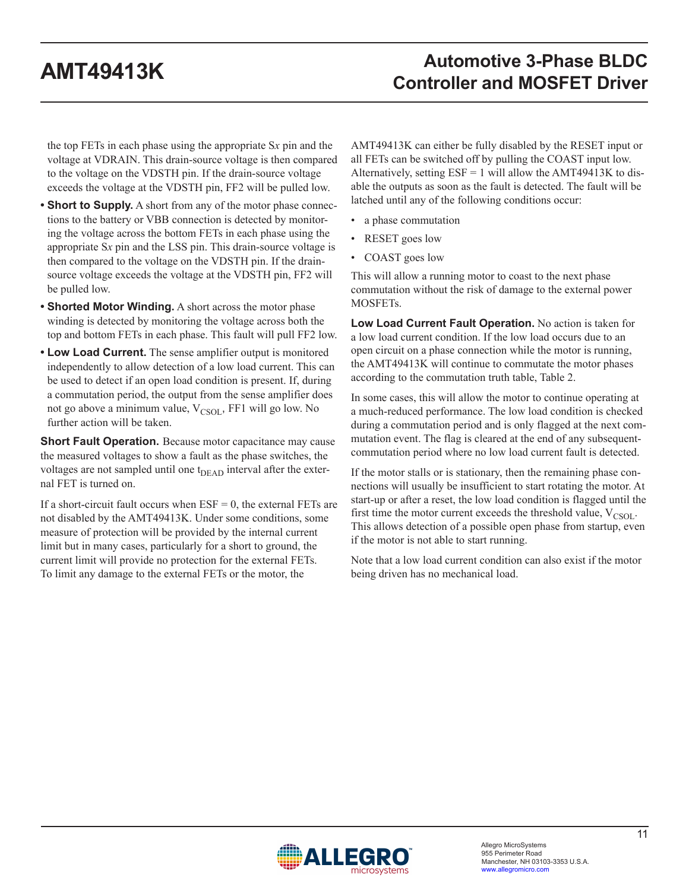the top FETs in each phase using the appropriate S*x* pin and the voltage at VDRAIN. This drain-source voltage is then compared to the voltage on the VDSTH pin. If the drain-source voltage exceeds the voltage at the VDSTH pin, FF2 will be pulled low.

- **Short to Supply.** A short from any of the motor phase connections to the battery or VBB connection is detected by monitoring the voltage across the bottom FETs in each phase using the appropriate S*x* pin and the LSS pin. This drain-source voltage is then compared to the voltage on the VDSTH pin. If the drain-source voltage exceeds the voltage at the VDSTH pin, FF2 will be pulled low.
- **Shorted Motor Winding.** A short across the motor phase winding is detected by monitoring the voltage across both the top and bottom FETs in each phase. This fault will pull FF2 low.
- **Low Load Current.** The sense amplifier output is monitored independently to allow detection of a low load current. This can be used to detect if an open load condition is present. If, during a commutation period, the output from the sense amplifier does not go above a minimum value, $V_{CSOL}$, FF1 will go low. No further action will be taken.

**Short Fault Operation.** Because motor capacitance may cause the measured voltages to show a fault as the phase switches, the voltages are not sampled until one $t_{DEAD}$ interval after the external FET is turned on.

If a short-circuit fault occurs when ESF = 0, the external FETs are not disabled by the AMT49413K. Under some conditions, some measure of protection will be provided by the internal current limit but in many cases, particularly for a short to ground, the current limit will provide no protection for the external FETs. To limit any damage to the external FETs or the motor, the AMT49413K can either be fully disabled by the RESET input or all FETs can be switched off by pulling the COAST input low. Alternatively, setting ESF = 1 will allow the AMT49413K to disable the outputs as soon as the fault is detected. The fault will be latched until any of the following conditions occur:

- a phase commutation
- RESET goes low
- COAST goes low

This will allow a running motor to coast to the next phase commutation without the risk of damage to the external power MOSFETs.

**Low Load Current Fault Operation.** No action is taken for a low load current condition. If the low load occurs due to an open circuit on a phase connection while the motor is running, the AMT49413K will continue to commutate the motor phases according to the commutation truth table, Table 2.

In some cases, this will allow the motor to continue operating at a much-reduced performance. The low load condition is checked during a commutation period and is only flagged at the next commutation event. The flag is cleared at the end of any subsequent-commutation period where no low load current fault is detected.

If the motor stalls or is stationary, then the remaining phase connections will usually be insufficient to start rotating the motor. At start-up or after a reset, the low load condition is flagged until the first time the motor current exceeds the threshold value, $V_{CSOL}$. This allows detection of a possible open phase from startup, even if the motor is not able to start running.

Note that a low load current condition can also exist if the motor being driven has no mechanical load.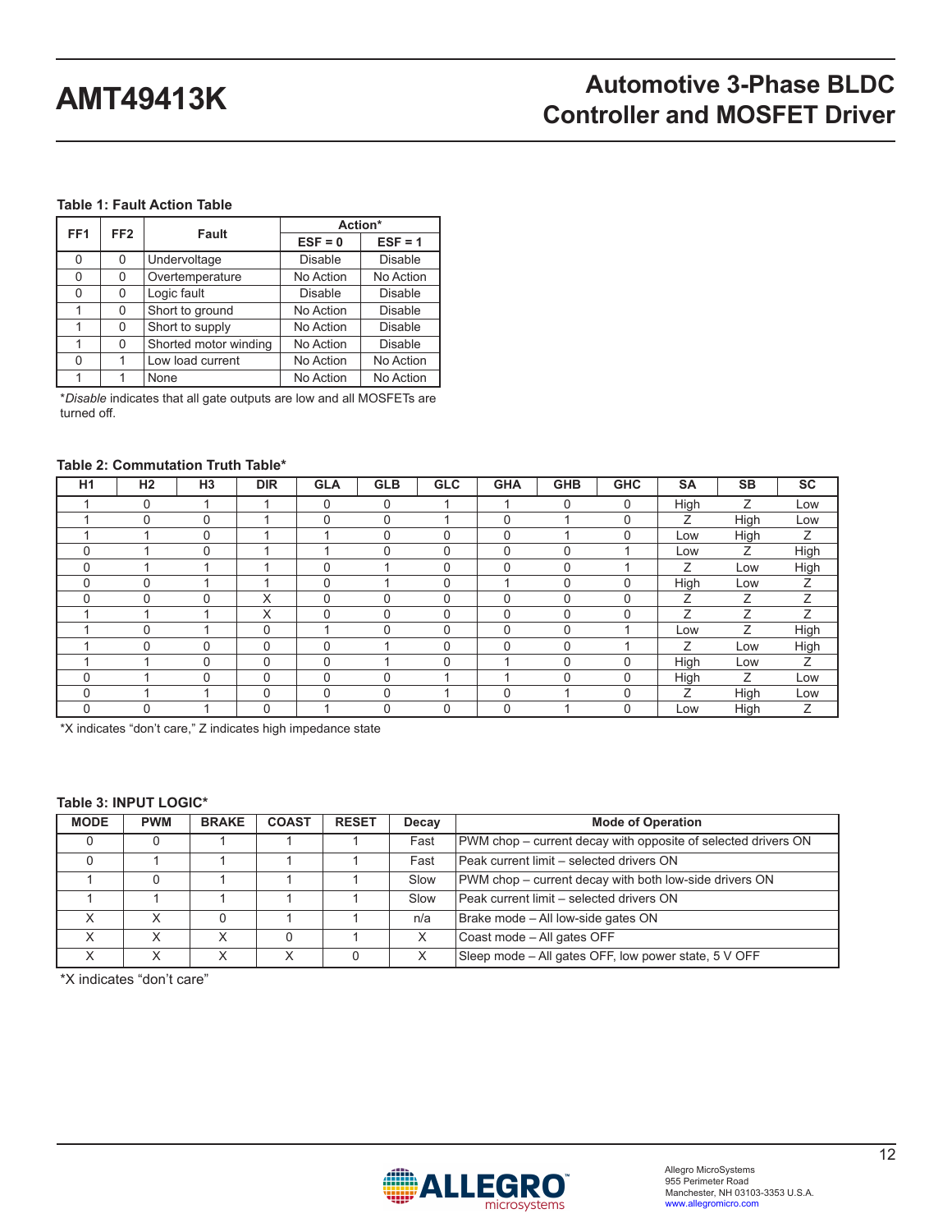**Table 1: Fault Action Table**

| FF1 | FF2 | Fault | Action* | |
|---|---|---|---|---|
| | | | ESF = 0 | ESF = 1 |
| 0 | 0 | Undervoltage | Disable | Disable |
| 0 | 0 | Overtemperature | No Action | No Action |
| 0 | 0 | Logic fault | Disable | Disable |
| 1 | 0 | Short to ground | No Action | Disable |
| 1 | 0 | Short to supply | No Action | Disable |
| 1 | 0 | Shorted motor winding | No Action | Disable |
| 0 | 1 | Low load current | No Action | No Action |
| 1 | 1 | None | No Action | No Action |

**Disable* indicates that all gate outputs are low and all MOSFETs are turned off.

**Table 2: Commutation Truth Table***

| H1 | H2 | H3 | DIR | GLA | GLB | GLC | GHA | GHB | GHC | SA | SB | SC |
|---|---|---|---|---|---|---|---|---|---|---|---|---|
| 1 | 0 | 1 | 1 | 0 | 0 | 1 | 1 | 0 | 0 | High | Z | Low |
| 1 | 0 | 0 | 1 | 0 | 0 | 1 | 0 | 1 | 0 | Z | High | Low |
| 1 | 1 | 0 | 1 | 1 | 0 | 0 | 0 | 1 | 0 | Low | High | Z |
| 0 | 1 | 0 | 1 | 1 | 0 | 0 | 0 | 0 | 1 | Low | Z | High |
| 0 | 1 | 1 | 1 | 0 | 1 | 0 | 0 | 0 | 1 | Z | Low | High |
| 0 | 0 | 1 | 1 | 0 | 1 | 0 | 1 | 0 | 0 | High | Low | Z |
| 0 | 0 | 0 | X | 0 | 0 | 0 | 0 | 0 | 0 | Z | Z | Z |
| 1 | 1 | 1 | X | 0 | 0 | 0 | 0 | 0 | 0 | Z | Z | Z |
| 1 | 0 | 1 | 0 | 1 | 0 | 0 | 0 | 0 | 1 | Low | Z | High |
| 1 | 0 | 0 | 0 | 0 | 1 | 0 | 0 | 0 | 1 | Z | Low | High |
| 1 | 1 | 0 | 0 | 0 | 1 | 0 | 1 | 0 | 0 | High | Low | Z |
| 0 | 1 | 0 | 0 | 0 | 0 | 1 | 1 | 0 | 0 | High | Z | Low |
| 0 | 1 | 1 | 0 | 0 | 0 | 1 | 0 | 1 | 0 | Z | High | Low |
| 0 | 0 | 1 | 0 | 1 | 0 | 0 | 0 | 1 | 0 | Low | High | Z |

*X indicates "don't care," Z indicates high impedance state

**Table 3: INPUT LOGIC***

| MODE | PWM | BRAKE | COAST | RESET | Decay | Mode of Operation |
|---|---|---|---|---|---|---|
| 0 | 0 | 1 | 1 | 1 | Fast | PWM chop – current decay with opposite of selected drivers ON |
| 0 | 1 | 1 | 1 | 1 | Fast | Peak current limit – selected drivers ON |
| 1 | 0 | 1 | 1 | 1 | Slow | PWM chop – current decay with both low-side drivers ON |
| 1 | 1 | 1 | 1 | 1 | Slow | Peak current limit – selected drivers ON |
| X | X | 0 | 1 | 1 | n/a | Brake mode – All low-side gates ON |
| X | X | X | 0 | 1 | X | Coast mode – All gates OFF |
| X | X | X | X | 0 | X | Sleep mode – All gates OFF, low power state, 5 V OFF |

*X indicates "don't care"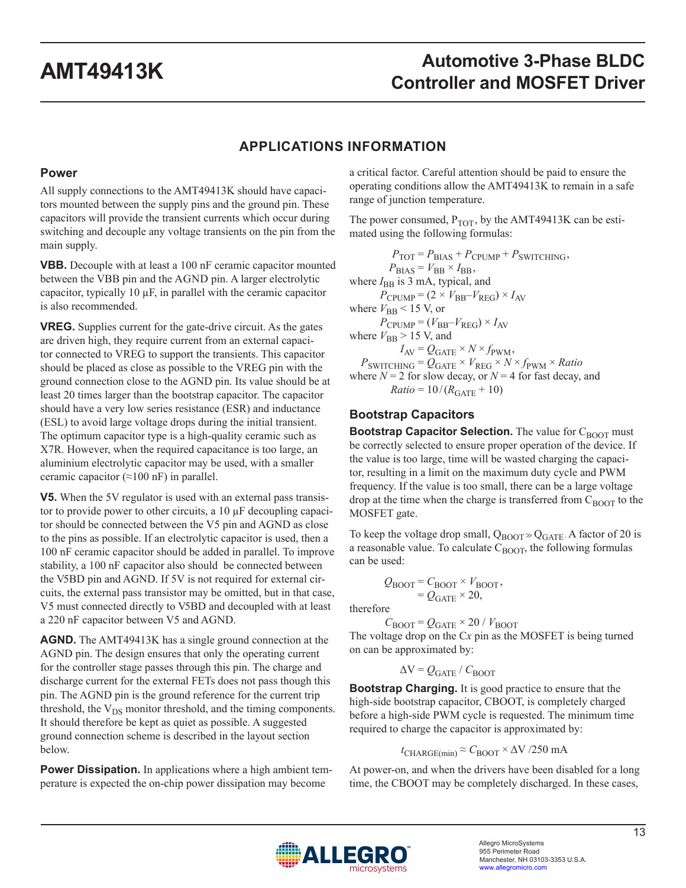## APPLICATIONS INFORMATION

### Power

All supply connections to the AMT49413K should have capacitors mounted between the supply pins and the ground pin. These capacitors will provide the transient currents which occur during switching and decouple any voltage transients on the pin from the main supply.

**VBB.** Decouple with at least a 100 nF ceramic capacitor mounted between the VBB pin and the AGND pin. A larger electrolytic capacitor, typically 10 µF, in parallel with the ceramic capacitor is also recommended.

**VREG.** Supplies current for the gate-drive circuit. As the gates are driven high, they require current from an external capacitor connected to VREG to support the transients. This capacitor should be placed as close as possible to the VREG pin with the ground connection close to the AGND pin. Its value should be at least 20 times larger than the bootstrap capacitor. The capacitor should have a very low series resistance (ESR) and inductance (ESL) to avoid large voltage drops during the initial transient. The optimum capacitor type is a high-quality ceramic such as X7R. However, when the required capacitance is too large, an aluminium electrolytic capacitor may be used, with a smaller ceramic capacitor (≈100 nF) in parallel.

**V5.** When the 5V regulator is used with an external pass transistor to provide power to other circuits, a 10 µF decoupling capacitor should be connected between the V5 pin and AGND as close to the pins as possible. If an electrolytic capacitor is used, then a 100 nF ceramic capacitor should be added in parallel. To improve stability, a 100 nF capacitor also should be connected between the V5BD pin and AGND. If 5V is not required for external circuits, the external pass transistor may be omitted, but in that case, V5 must connected directly to V5BD and decoupled with at least a 220 nF capacitor between V5 and AGND.

**AGND.** The AMT49413K has a single ground connection at the AGND pin. The design ensures that only the operating current for the controller stage passes through this pin. The charge and discharge current for the external FETs does not pass though this pin. The AGND pin is the ground reference for the current trip threshold, the $V_{DS}$ monitor threshold, and the timing components. It should therefore be kept as quiet as possible. A suggested ground connection scheme is described in the layout section below.

**Power Dissipation.** In applications where a high ambient temperature is expected the on-chip power dissipation may become a critical factor. Careful attention should be paid to ensure the operating conditions allow the AMT49413K to remain in a safe range of junction temperature.

The power consumed, $P_{TOT}$, by the AMT49413K can be estimated using the following formulas:

$$P_{TOT} = P_{BIAS} + P_{CPUMP} + P_{SWITCHING},$$

$$P_{BIAS} = V_{BB} \times I_{BB},$$

where $I_{BB}$ is 3 mA, typical, and

$$P_{CPUMP} = (2 \times V_{BB} – V_{REG}) \times I_{AV}$$

where $V_{BB} < 15$ V, or

$$P_{CPUMP} = (V_{BB} – V_{REG}) \times I_{AV}$$

where $V_{BB} > 15$ V, and

$$I_{AV} = Q_{GATE} \times N \times f_{PWM},$$

$$P_{SWITCHING} = Q_{GATE} \times V_{REG} \times N \times f_{PWM} \times Ratio$$

where $N = 2$ for slow decay, or $N = 4$ for fast decay, and

$$Ratio = 10 / (R_{GATE} + 10)$$

### Bootstrap Capacitors

**Bootstrap Capacitor Selection.** The value for $C_{BOOT}$ must be correctly selected to ensure proper operation of the device. If the value is too large, time will be wasted charging the capacitor, resulting in a limit on the maximum duty cycle and PWM frequency. If the value is too small, there can be a large voltage drop at the time when the charge is transferred from $C_{BOOT}$ to the MOSFET gate.

To keep the voltage drop small, $Q_{BOOT} \gg Q_{GATE}$. A factor of 20 is a reasonable value. To calculate $C_{BOOT}$, the following formulas can be used:

$$Q_{BOOT} = C_{BOOT} \times V_{BOOT},$$
$$= Q_{GATE} \times 20,$$

therefore

$$C_{BOOT} = Q_{GATE} \times 20 / V_{BOOT}$$

The voltage drop on the C*x* pin as the MOSFET is being turned on can be approximated by:

$$\Delta V = Q_{GATE} / C_{BOOT}$$

**Bootstrap Charging.** It is good practice to ensure that the high-side bootstrap capacitor, CBOOT, is completely charged before a high-side PWM cycle is requested. The minimum time required to charge the capacitor is approximated by:

$$t_{CHARGE(min)} \approx C_{BOOT} \times \Delta V / 250 \text{ mA}$$

At power-on, and when the drivers have been disabled for a long time, the CBOOT may be completely discharged. In these cases,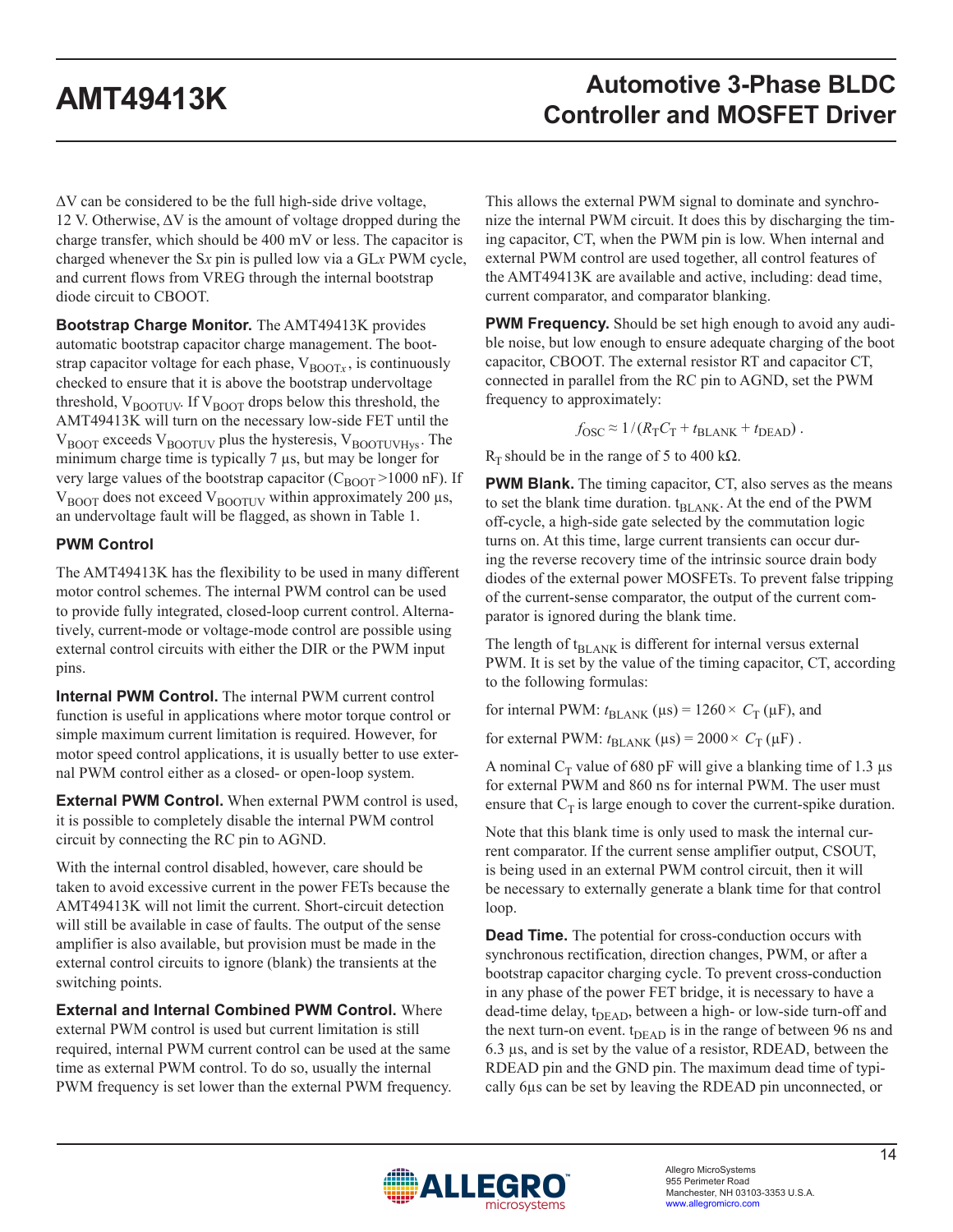ΔV can be considered to be the full high-side drive voltage, 12 V. Otherwise, ΔV is the amount of voltage dropped during the charge transfer, which should be 400 mV or less. The capacitor is charged whenever the S*x* pin is pulled low via a GL*x* PWM cycle, and current flows from VREG through the internal bootstrap diode circuit to CBOOT.

**Bootstrap Charge Monitor.** The AMT49413K provides automatic bootstrap capacitor charge management. The bootstrap capacitor voltage for each phase, $V_{BOOTx}$, is continuously checked to ensure that it is above the bootstrap undervoltage threshold, $V_{BOOTUV}$. If $V_{BOOT}$ drops below this threshold, the AMT49413K will turn on the necessary low-side FET until the $V_{BOOT}$ exceeds $V_{BOOTUV}$ plus the hysteresis, $V_{BOOTUVHys}$. The minimum charge time is typically 7 µs, but may be longer for very large values of the bootstrap capacitor ($C_{BOOT}$ >1000 nF). If $V_{BOOT}$ does not exceed $V_{BOOTUV}$ within approximately 200 µs, an undervoltage fault will be flagged, as shown in Table 1.

### PWM Control

The AMT49413K has the flexibility to be used in many different motor control schemes. The internal PWM control can be used to provide fully integrated, closed-loop current control. Alternatively, current-mode or voltage-mode control are possible using external control circuits with either the DIR or the PWM input pins.

**Internal PWM Control.** The internal PWM current control function is useful in applications where motor torque control or simple maximum current limitation is required. However, for motor speed control applications, it is usually better to use external PWM control either as a closed- or open-loop system.

**External PWM Control.** When external PWM control is used, it is possible to completely disable the internal PWM control circuit by connecting the RC pin to AGND.

With the internal control disabled, however, care should be taken to avoid excessive current in the power FETs because the AMT49413K will not limit the current. Short-circuit detection will still be available in case of faults. The output of the sense amplifier is also available, but provision must be made in the external control circuits to ignore (blank) the transients at the switching points.

**External and Internal Combined PWM Control.** Where external PWM control is used but current limitation is still required, internal PWM current control can be used at the same time as external PWM control. To do so, usually the internal PWM frequency is set lower than the external PWM frequency. This allows the external PWM signal to dominate and synchronize the internal PWM circuit. It does this by discharging the timing capacitor, CT, when the PWM pin is low. When internal and external PWM control are used together, all control features of the AMT49413K are available and active, including: dead time, current comparator, and comparator blanking.

**PWM Frequency.** Should be set high enough to avoid any audible noise, but low enough to ensure adequate charging of the boot capacitor, CBOOT. The external resistor RT and capacitor CT, connected in parallel from the RC pin to AGND, set the PWM frequency to approximately:

$$f_{OSC} \approx 1/(R_T C_T + t_{BLANK} + t_{DEAD}) .$$

$R_T$ should be in the range of 5 to 400 kΩ.

**PWM Blank.** The timing capacitor, CT, also serves as the means to set the blank time duration. $t_{BLANK}$. At the end of the PWM off-cycle, a high-side gate selected by the commutation logic turns on. At this time, large current transients can occur during the reverse recovery time of the intrinsic source drain body diodes of the external power MOSFETs. To prevent false tripping of the current-sense comparator, the output of the current comparator is ignored during the blank time.

The length of $t_{BLANK}$ is different for internal versus external PWM. It is set by the value of the timing capacitor, CT, according to the following formulas:

for internal PWM: $t_{BLANK}$ (µs) = 1260 × $C_T$ (µF), and

for external PWM: $t_{BLANK}$ (µs) = 2000 × $C_T$ (µF) .

A nominal $C_T$ value of 680 pF will give a blanking time of 1.3 µs for external PWM and 860 ns for internal PWM. The user must ensure that $C_T$ is large enough to cover the current-spike duration.

Note that this blank time is only used to mask the internal current comparator. If the current sense amplifier output, CSOUT, is being used in an external PWM control circuit, then it will be necessary to externally generate a blank time for that control loop.

**Dead Time.** The potential for cross-conduction occurs with synchronous rectification, direction changes, PWM, or after a bootstrap capacitor charging cycle. To prevent cross-conduction in any phase of the power FET bridge, it is necessary to have a dead-time delay, $t_{DEAD}$, between a high- or low-side turn-off and the next turn-on event. $t_{DEAD}$ is in the range of between 96 ns and 6.3 µs, and is set by the value of a resistor, RDEAD, between the RDEAD pin and the GND pin. The maximum dead time of typically 6µs can be set by leaving the RDEAD pin unconnected, or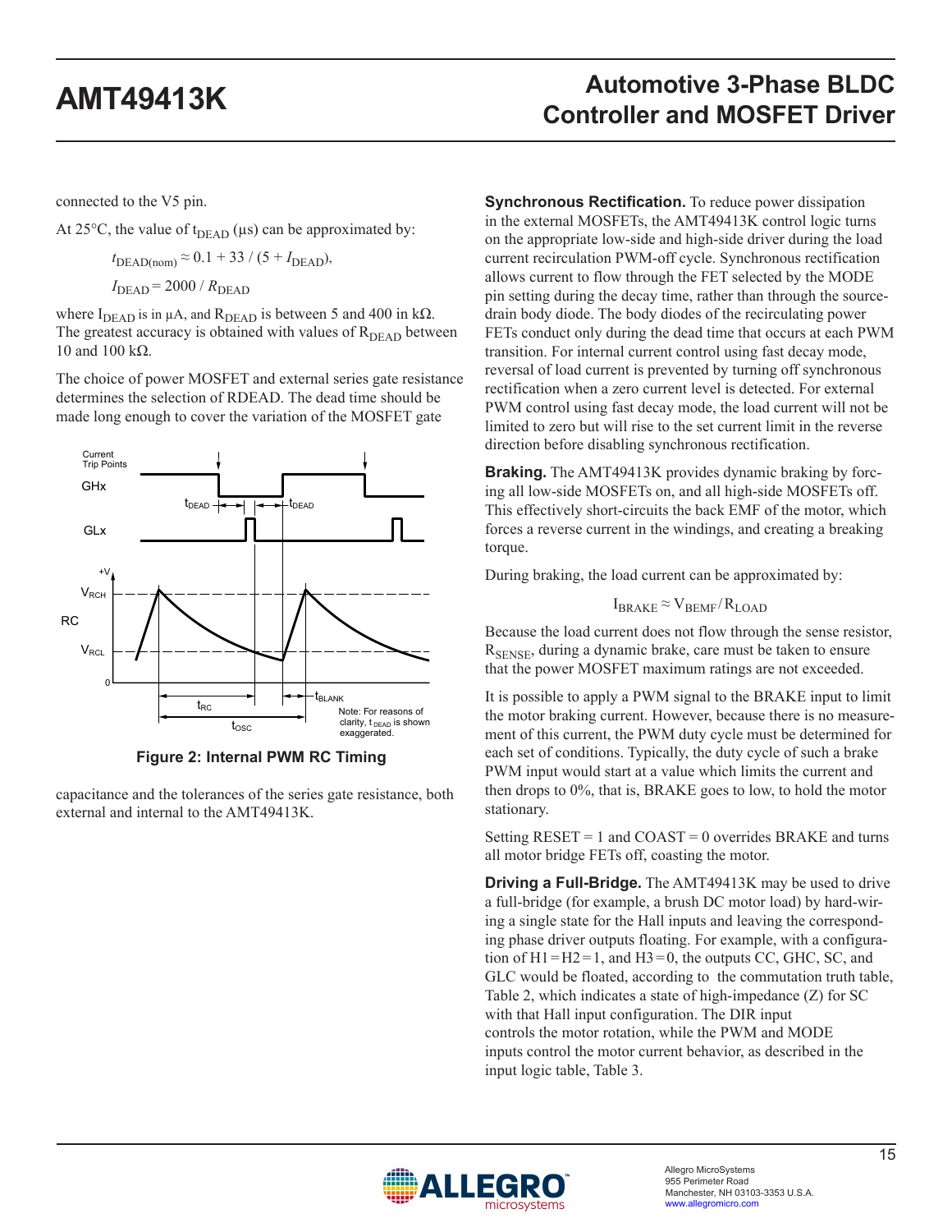connected to the V5 pin.

At 25°C, the value of $t_{DEAD}$ (µs) can be approximated by:

$$t_{DEAD(nom)} \approx 0.1 + 33 / (5 + I_{DEAD}),$$

$$I_{DEAD} = 2000 / R_{DEAD}$$

where $I_{DEAD}$ is in µA, and $R_{DEAD}$ is between 5 and 400 in kΩ. The greatest accuracy is obtained with values of $R_{DEAD}$ between 10 and 100 kΩ.

The choice of power MOSFET and external series gate resistance determines the selection of RDEAD. The dead time should be made long enough to cover the variation of the MOSFET gate capacitance and the tolerances of the series gate resistance, both external and internal to the AMT49413K.

Current Trip Points
GHx
GLx
tDEAD
tDEAD
+V
VRCH
RC
VRCL
0
tRC
tOSC
tBLANK
Note: For reasons of clarity, t DEAD is shown exaggerated.

**Figure 2: Internal PWM RC Timing**

**Synchronous Rectification.** To reduce power dissipation in the external MOSFETs, the AMT49413K control logic turns on the appropriate low-side and high-side driver during the load current recirculation PWM-off cycle. Synchronous rectification allows current to flow through the FET selected by the MODE pin setting during the decay time, rather than through the source-drain body diode. The body diodes of the recirculating power FETs conduct only during the dead time that occurs at each PWM transition. For internal current control using fast decay mode, reversal of load current is prevented by turning off synchronous rectification when a zero current level is detected. For external PWM control using fast decay mode, the load current will not be limited to zero but will rise to the set current limit in the reverse direction before disabling synchronous rectification.

**Braking.** The AMT49413K provides dynamic braking by forcing all low-side MOSFETs on, and all high-side MOSFETs off. This effectively short-circuits the back EMF of the motor, which forces a reverse current in the windings, and creating a breaking torque.

During braking, the load current can be approximated by:

$$I_{BRAKE} \approx V_{BEMF} / R_{LOAD}$$

Because the load current does not flow through the sense resistor, $R_{SENSE}$, during a dynamic brake, care must be taken to ensure that the power MOSFET maximum ratings are not exceeded.

It is possible to apply a PWM signal to the BRAKE input to limit the motor braking current. However, because there is no measurement of this current, the PWM duty cycle must be determined for each set of conditions. Typically, the duty cycle of such a brake PWM input would start at a value which limits the current and then drops to 0%, that is, BRAKE goes to low, to hold the motor stationary.

Setting RESET = 1 and COAST = 0 overrides BRAKE and turns all motor bridge FETs off, coasting the motor.

**Driving a Full-Bridge.** The AMT49413K may be used to drive a full-bridge (for example, a brush DC motor load) by hard-wiring a single state for the Hall inputs and leaving the corresponding phase driver outputs floating. For example, with a configuration of H1 = H2 = 1, and H3 = 0, the outputs CC, GHC, SC, and GLC would be floated, according to the commutation truth table, Table 2, which indicates a state of high-impedance (Z) for SC with that Hall input configuration. The DIR input controls the motor rotation, while the PWM and MODE inputs control the motor current behavior, as described in the input logic table, Table 3.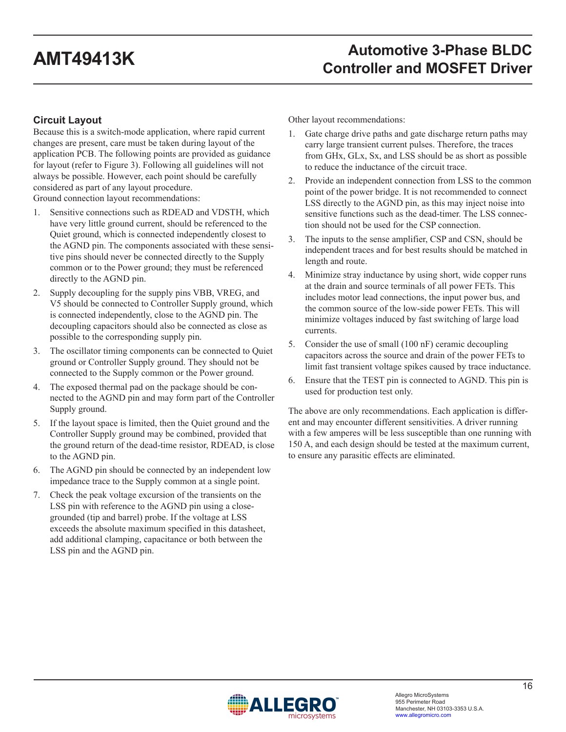## Circuit Layout

Because this is a switch-mode application, where rapid current changes are present, care must be taken during layout of the application PCB. The following points are provided as guidance for layout (refer to Figure 3). Following all guidelines will not always be possible. However, each point should be carefully considered as part of any layout procedure.

Ground connection layout recommendations:

1. Sensitive connections such as RDEAD and VDSTH, which have very little ground current, should be referenced to the Quiet ground, which is connected independently closest to the AGND pin. The components associated with these sensitive pins should never be connected directly to the Supply common or to the Power ground; they must be referenced directly to the AGND pin.
2. Supply decoupling for the supply pins VBB, VREG, and V5 should be connected to Controller Supply ground, which is connected independently, close to the AGND pin. The decoupling capacitors should also be connected as close as possible to the corresponding supply pin.
3. The oscillator timing components can be connected to Quiet ground or Controller Supply ground. They should not be connected to the Supply common or the Power ground.
4. The exposed thermal pad on the package should be connected to the AGND pin and may form part of the Controller Supply ground.
5. If the layout space is limited, then the Quiet ground and the Controller Supply ground may be combined, provided that the ground return of the dead-time resistor, RDEAD, is close to the AGND pin.
6. The AGND pin should be connected by an independent low impedance trace to the Supply common at a single point.
7. Check the peak voltage excursion of the transients on the LSS pin with reference to the AGND pin using a close-grounded (tip and barrel) probe. If the voltage at LSS exceeds the absolute maximum specified in this datasheet, add additional clamping, capacitance or both between the LSS pin and the AGND pin.

Other layout recommendations:

1. Gate charge drive paths and gate discharge return paths may carry large transient current pulses. Therefore, the traces from GHx, GLx, Sx, and LSS should be as short as possible to reduce the inductance of the circuit trace.
2. Provide an independent connection from LSS to the common point of the power bridge. It is not recommended to connect LSS directly to the AGND pin, as this may inject noise into sensitive functions such as the dead-timer. The LSS connection should not be used for the CSP connection.
3. The inputs to the sense amplifier, CSP and CSN, should be independent traces and for best results should be matched in length and route.
4. Minimize stray inductance by using short, wide copper runs at the drain and source terminals of all power FETs. This includes motor lead connections, the input power bus, and the common source of the low-side power FETs. This will minimize voltages induced by fast switching of large load currents.
5. Consider the use of small (100 nF) ceramic decoupling capacitors across the source and drain of the power FETs to limit fast transient voltage spikes caused by trace inductance.
6. Ensure that the TEST pin is connected to AGND. This pin is used for production test only.

The above are only recommendations. Each application is different and may encounter different sensitivities. A driver running with a few amperes will be less susceptible than one running with 150 A, and each design should be tested at the maximum current, to ensure any parasitic effects are eliminated.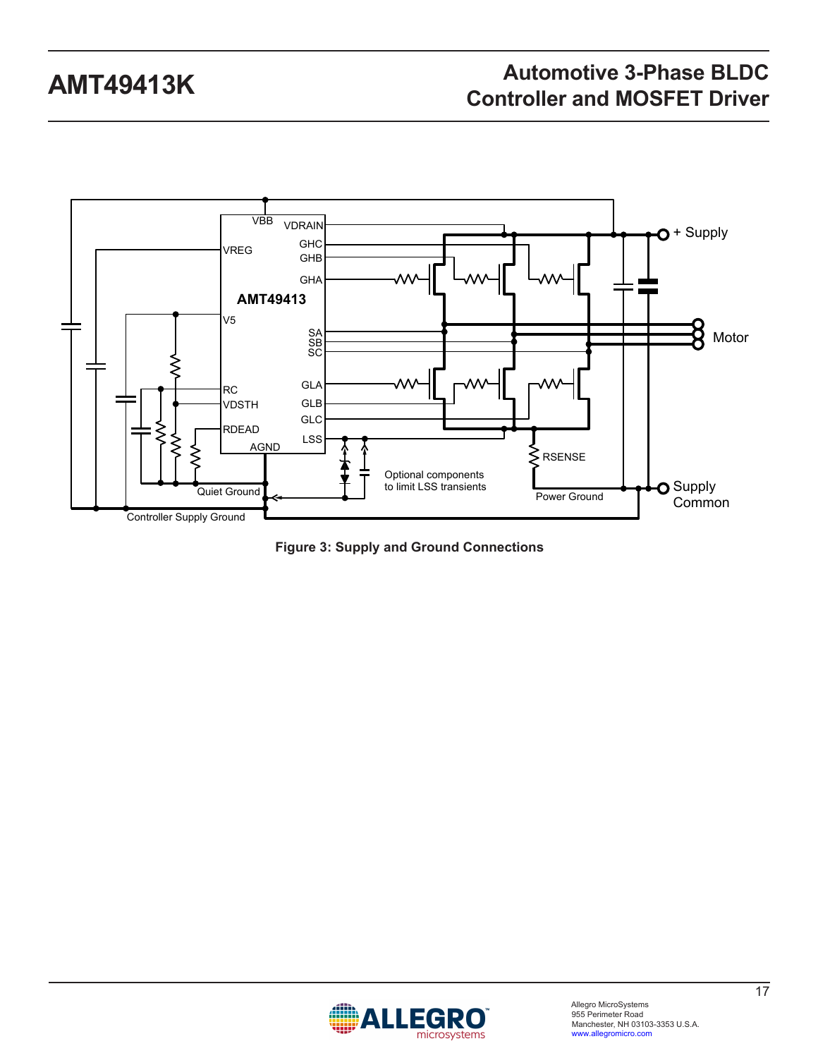Figure 3: Supply and Ground Connections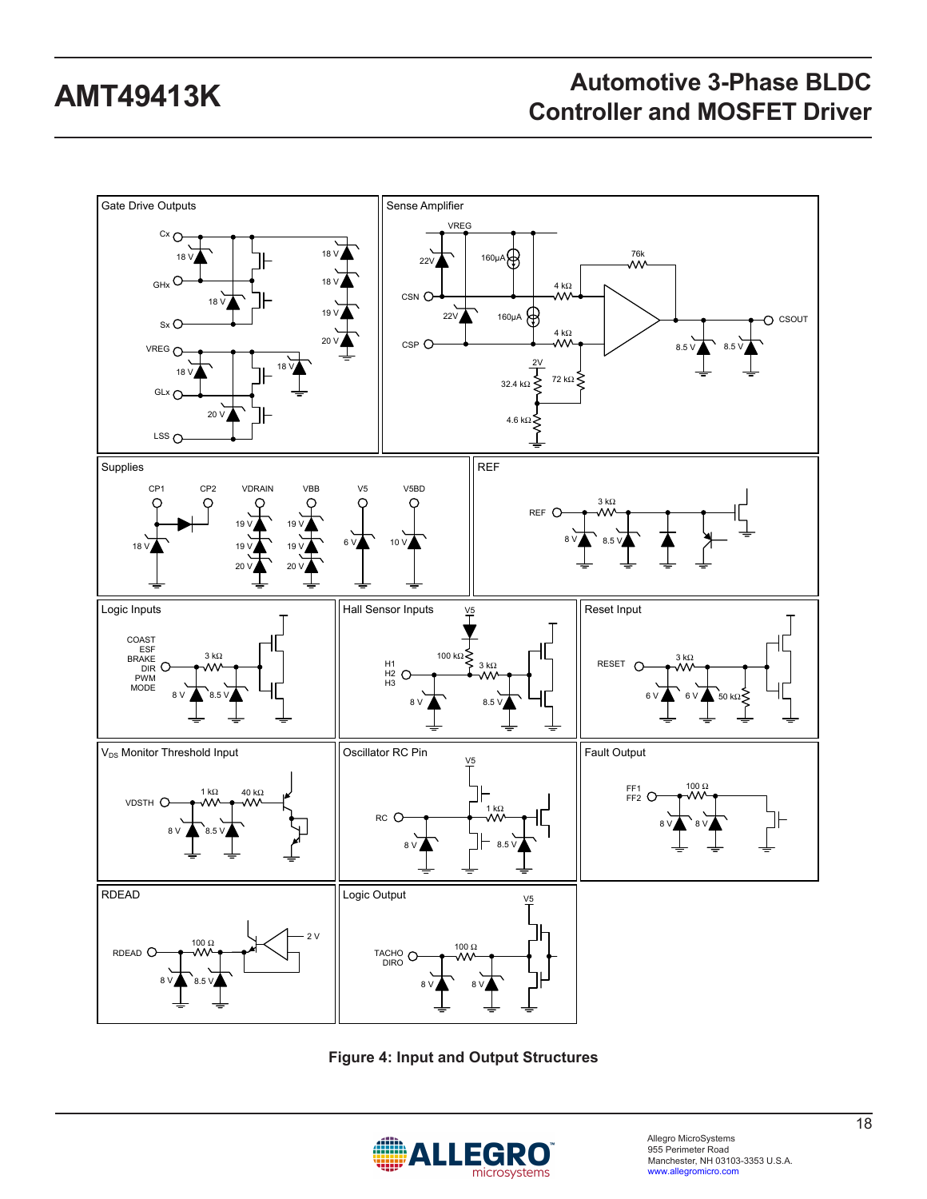Gate Drive Outputs

Cx
GHx
Sx
VREG
GLx
LSS
18 V
18 V
18 V
18 V
18 V
19 V
20 V
18 V
20 V

Sense Amplifier

VREG
22V
160µA
CSN
22V
160µA
CSP
4 kΩ
4 kΩ
76k
2V
32.4 kΩ
72 kΩ
4.6 kΩ
8.5 V
8.5 V
CSOUT

Supplies

CP1
CP2
VDRAIN
VBB
V5
V5BD
18 V
19 V
19 V
20 V
19 V
19 V
20 V
6 V
10 V

REF

REF
3 kΩ
8 V
8.5 V

Logic Inputs

COAST
ESF
BRAKE
DIR
PWM
MODE
3 kΩ
8 V
8.5 V

Hall Sensor Inputs

V5
100 kΩ
H1
H2
H3
3 kΩ
8 V
8.5 V

Reset Input

RESET
3 kΩ
6 V
6 V
50 kΩ

$V_{DS}$ Monitor Threshold Input

VDSTH
1 kΩ
40 kΩ
8 V
8.5 V

Oscillator RC Pin

V5
RC
1 kΩ
8 V
8.5 V

Fault Output

FF1
FF2
100 Ω
8 V
8 V

RDEAD

RDEAD
100 Ω
2 V
8 V
8.5 V

Logic Output

V5
TACHO
DIRO
100 Ω
8 V
8 V

**Figure 4: Input and Output Structures**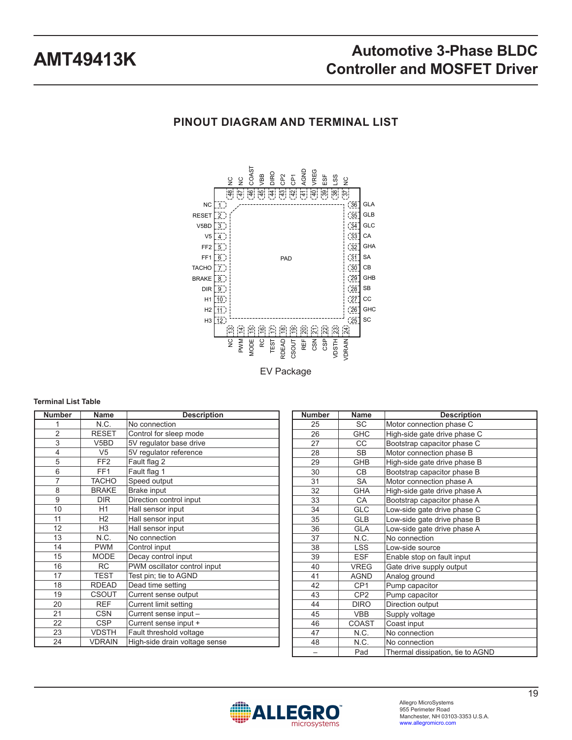## PINOUT DIAGRAM AND TERMINAL LIST

NC NC COAST VBB DIRO CP2 CP1 AGND VREG ESF LSS NC

48 47 46 45 44 43 42 41 40 39 38 37

NC 1
RESET 2
V5BD 3
V5 4
FF2 5
FF1 6
TACHO 7
BRAKE 8
DIR 9
H1 10
H2 11
H3 12

PAD

36 GLA
35 GLB
34 GLC
33 CA
32 GHA
31 SA
30 CB
29 GHB
28 SB
27 CC
26 GHC
25 SC

13 14 15 16 17 18 19 20 21 22 23 24

NC PWM MODE RC TEST RDEAD CSOUT REF CSN CSP VDSTH VDRAIN

EV Package

**Terminal List Table**

| Number | Name | Description |
|---|---|---|
| 1 | N.C. | No connection |
| 2 | RESET | Control for sleep mode |
| 3 | V5BD | 5V regulator base drive |
| 4 | V5 | 5V regulator reference |
| 5 | FF2 | Fault flag 2 |
| 6 | FF1 | Fault flag 1 |
| 7 | TACHO | Speed output |
| 8 | BRAKE | Brake input |
| 9 | DIR | Direction control input |
| 10 | H1 | Hall sensor input |
| 11 | H2 | Hall sensor input |
| 12 | H3 | Hall sensor input |
| 13 | N.C. | No connection |
| 14 | PWM | Control input |
| 15 | MODE | Decay control input |
| 16 | RC | PWM oscillator control input |
| 17 | TEST | Test pin; tie to AGND |
| 18 | RDEAD | Dead time setting |
| 19 | CSOUT | Current sense output |
| 20 | REF | Current limit setting |
| 21 | CSN | Current sense input – |
| 22 | CSP | Current sense input + |
| 23 | VDSTH | Fault threshold voltage |
| 24 | VDRAIN | High-side drain voltage sense |

| Number | Name | Description |
|---|---|---|
| 25 | SC | Motor connection phase C |
| 26 | GHC | High-side gate drive phase C |
| 27 | CC | Bootstrap capacitor phase C |
| 28 | SB | Motor connection phase B |
| 29 | GHB | High-side gate drive phase B |
| 30 | CB | Bootstrap capacitor phase B |
| 31 | SA | Motor connection phase A |
| 32 | GHA | High-side gate drive phase A |
| 33 | CA | Bootstrap capacitor phase A |
| 34 | GLC | Low-side gate drive phase C |
| 35 | GLB | Low-side gate drive phase B |
| 36 | GLA | Low-side gate drive phase A |
| 37 | N.C. | No connection |
| 38 | LSS | Low-side source |
| 39 | ESF | Enable stop on fault input |
| 40 | VREG | Gate drive supply output |
| 41 | AGND | Analog ground |
| 42 | CP1 | Pump capacitor |
| 43 | CP2 | Pump capacitor |
| 44 | DIRO | Direction output |
| 45 | VBB | Supply voltage |
| 46 | COAST | Coast input |
| 47 | N.C. | No connection |
| 48 | N.C. | No connection |
| – | Pad | Thermal dissipation, tie to AGND |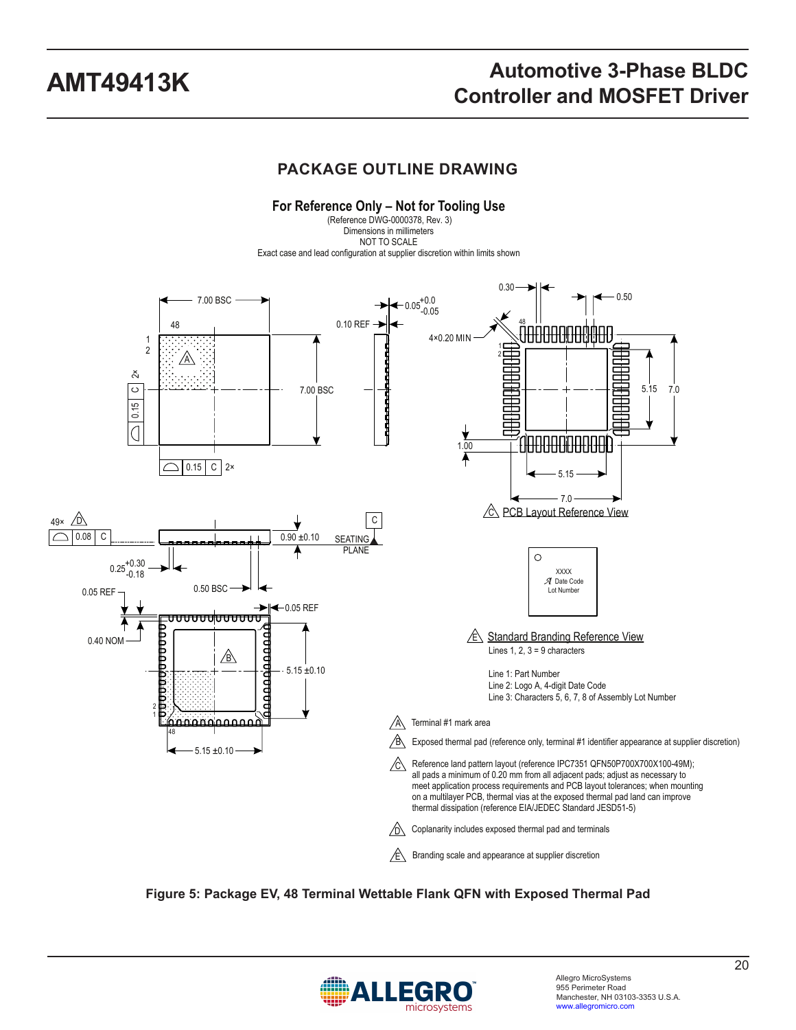## PACKAGE OUTLINE DRAWING

**For Reference Only – Not for Tooling Use**

(Reference DWG-0000378, Rev. 3)
Dimensions in millimeters
NOT TO SCALE
Exact case and lead configuration at supplier discretion within limits shown

7.00 BSC
48
1
2
A
2×
C
0.15
7.00 BSC
0.15 C 2×
0.05 +0.0 -0.05
0.10 REF
0.30
0.50
4×0.20 MIN
48
1
2
5.15
7.0
1.00
5.15
7.0
C PCB Layout Reference View

49× D
0.08 C
0.90 ±0.10
C
SEATING PLANE
0.25 +0.30 -0.18
0.50 BSC
0.05 REF
0.05 REF
0.40 NOM
B
5.15 ±0.10
2
1
48
5.15 ±0.10

XXXX
Date Code
Lot Number

E Standard Branding Reference View
Lines 1, 2, 3 = 9 characters

Line 1: Part Number
Line 2: Logo A, 4-digit Date Code
Line 3: Characters 5, 6, 7, 8 of Assembly Lot Number

A Terminal #1 mark area

B Exposed thermal pad (reference only, terminal #1 identifier appearance at supplier discretion)

C Reference land pattern layout (reference IPC7351 QFN50P700X700X100-49M); all pads a minimum of 0.20 mm from all adjacent pads; adjust as necessary to meet application process requirements and PCB layout tolerances; when mounting on a multilayer PCB, thermal vias at the exposed thermal pad land can improve thermal dissipation (reference EIA/JEDEC Standard JESD51-5)

D Coplanarity includes exposed thermal pad and terminals

E Branding scale and appearance at supplier discretion

**Figure 5: Package EV, 48 Terminal Wettable Flank QFN with Exposed Thermal Pad**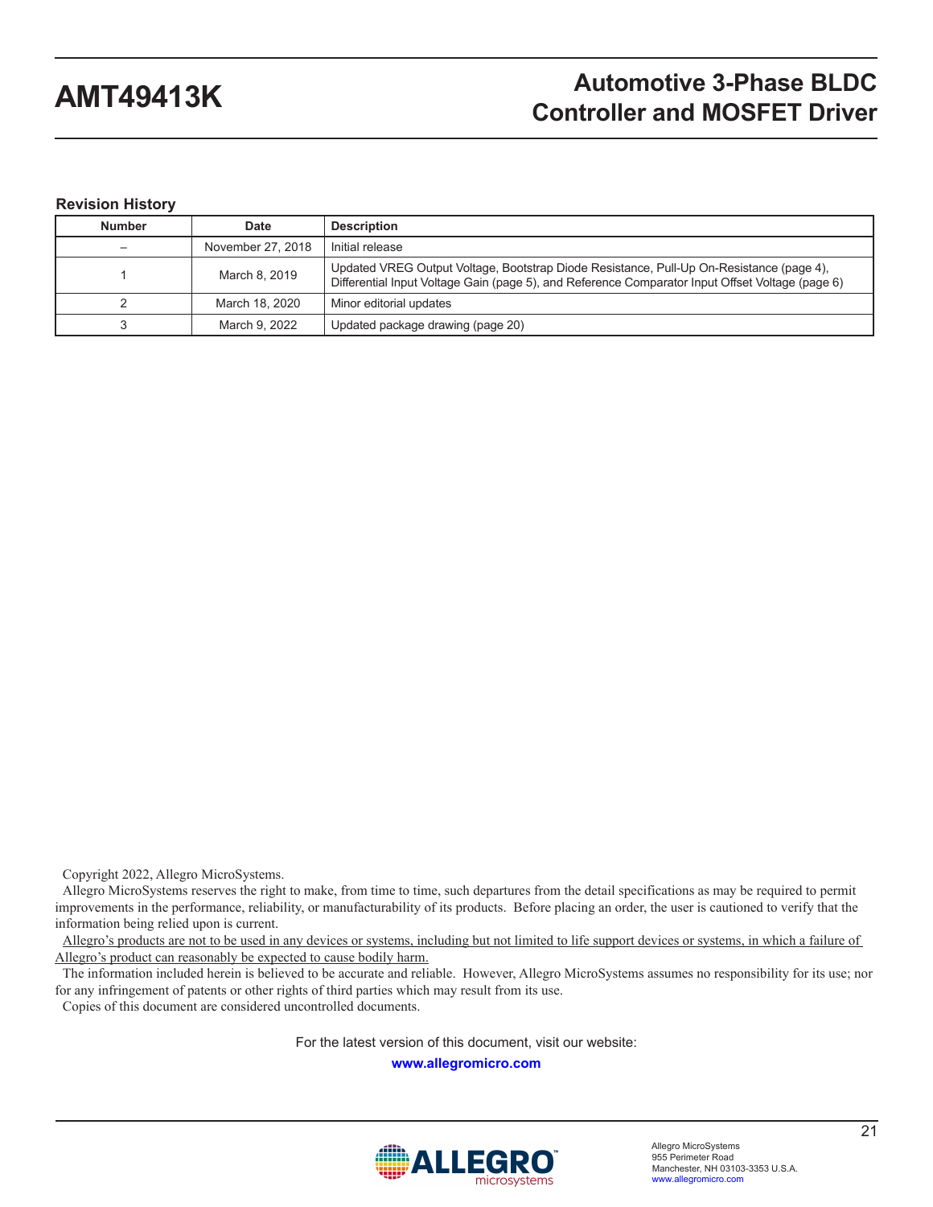### Revision History

| Number | Date | Description |
|---|---|---|
| – | November 27, 2018 | Initial release |
| 1 | March 8, 2019 | Updated VREG Output Voltage, Bootstrap Diode Resistance, Pull-Up On-Resistance (page 4), Differential Input Voltage Gain (page 5), and Reference Comparator Input Offset Voltage (page 6) |
| 2 | March 18, 2020 | Minor editorial updates |
| 3 | March 9, 2022 | Updated package drawing (page 20) |

Copyright 2022, Allegro MicroSystems.

Allegro MicroSystems reserves the right to make, from time to time, such departures from the detail specifications as may be required to permit improvements in the performance, reliability, or manufacturability of its products. Before placing an order, the user is cautioned to verify that the information being relied upon is current.

Allegro's products are not to be used in any devices or systems, including but not limited to life support devices or systems, in which a failure of Allegro's product can reasonably be expected to cause bodily harm.

The information included herein is believed to be accurate and reliable. However, Allegro MicroSystems assumes no responsibility for its use; nor for any infringement of patents or other rights of third parties which may result from its use.

Copies of this document are considered uncontrolled documents.

For the latest version of this document, visit our website:

**www.allegromicro.com**